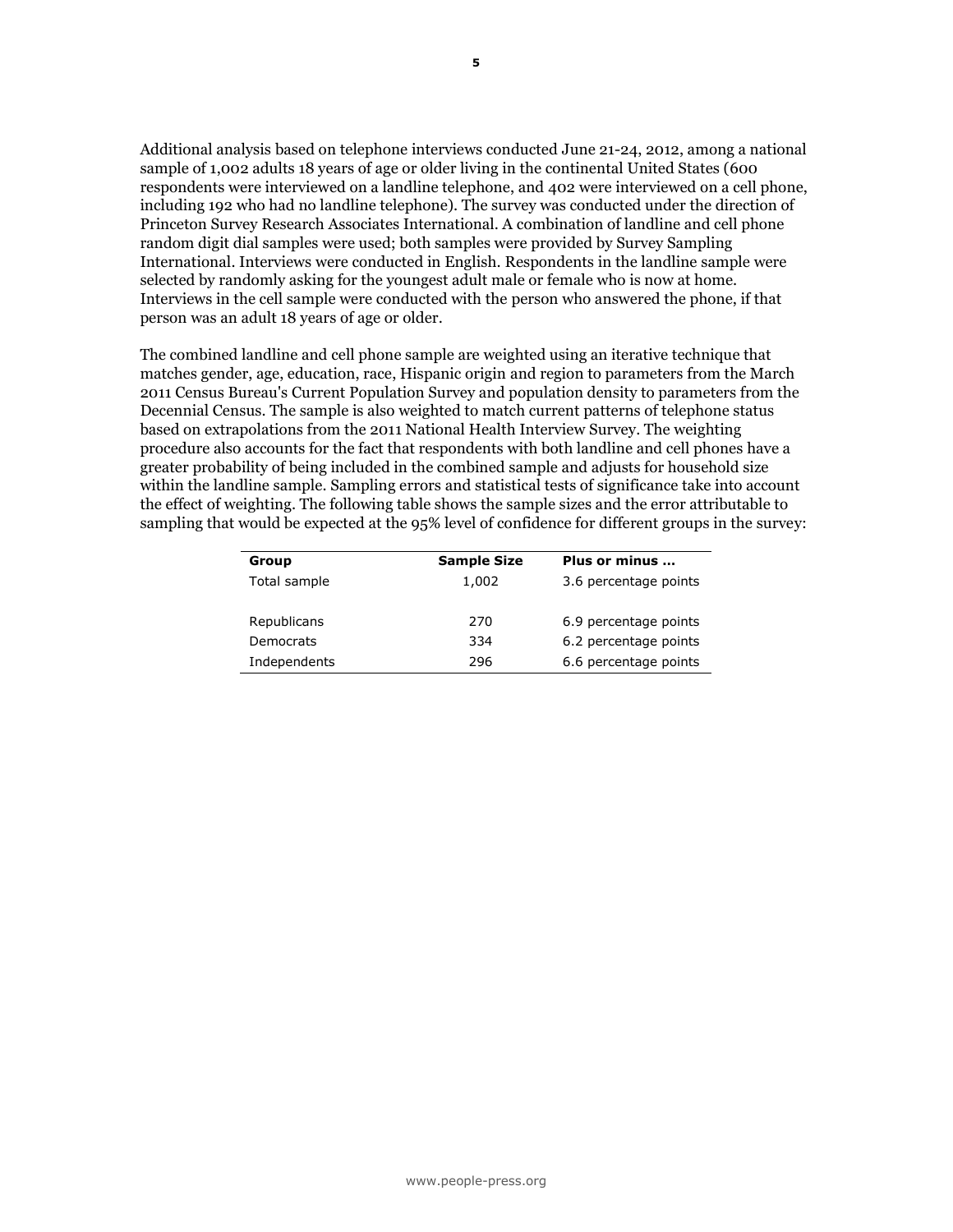Additional analysis based on telephone interviews conducted June 21-24, 2012, among a national sample of 1,002 adults 18 years of age or older living in the continental United States (600 respondents were interviewed on a landline telephone, and 402 were interviewed on a cell phone, including 192 who had no landline telephone). The survey was conducted under the direction of Princeton Survey Research Associates International. A combination of landline and cell phone random digit dial samples were used; both samples were provided by Survey Sampling International. Interviews were conducted in English. Respondents in the landline sample were selected by randomly asking for the youngest adult male or female who is now at home. Interviews in the cell sample were conducted with the person who answered the phone, if that person was an adult 18 years of age or older.

The combined landline and cell phone sample are weighted using an iterative technique that matches gender, age, education, race, Hispanic origin and region to parameters from the March 2011 Census Bureau's Current Population Survey and population density to parameters from the Decennial Census. The sample is also weighted to match current patterns of telephone status based on extrapolations from the 2011 National Health Interview Survey. The weighting procedure also accounts for the fact that respondents with both landline and cell phones have a greater probability of being included in the combined sample and adjusts for household size within the landline sample. Sampling errors and statistical tests of significance take into account the effect of weighting. The following table shows the sample sizes and the error attributable to sampling that would be expected at the 95% level of confidence for different groups in the survey:

| Group | Sample Size | Plus or minus ... |
|---|---|---|
| Total sample | 1,002 | 3.6 percentage points |
| | | |
| Republicans | 270 | 6.9 percentage points |
| Democrats | 334 | 6.2 percentage points |
| Independents | 296 | 6.6 percentage points |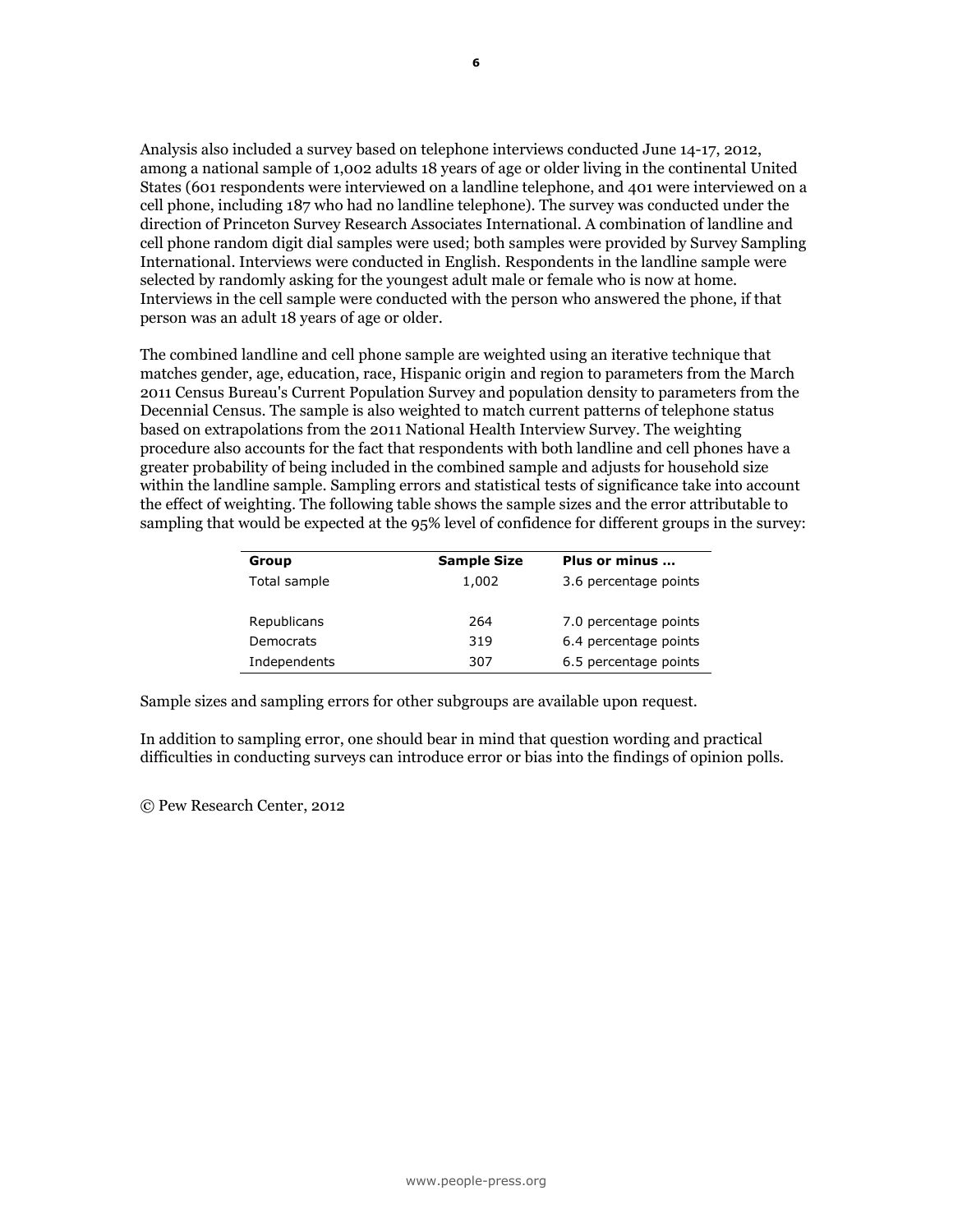Analysis also included a survey based on telephone interviews conducted June 14-17, 2012, among a national sample of 1,002 adults 18 years of age or older living in the continental United States (601 respondents were interviewed on a landline telephone, and 401 were interviewed on a cell phone, including 187 who had no landline telephone). The survey was conducted under the direction of Princeton Survey Research Associates International. A combination of landline and cell phone random digit dial samples were used; both samples were provided by Survey Sampling International. Interviews were conducted in English. Respondents in the landline sample were selected by randomly asking for the youngest adult male or female who is now at home. Interviews in the cell sample were conducted with the person who answered the phone, if that person was an adult 18 years of age or older.

The combined landline and cell phone sample are weighted using an iterative technique that matches gender, age, education, race, Hispanic origin and region to parameters from the March 2011 Census Bureau's Current Population Survey and population density to parameters from the Decennial Census. The sample is also weighted to match current patterns of telephone status based on extrapolations from the 2011 National Health Interview Survey. The weighting procedure also accounts for the fact that respondents with both landline and cell phones have a greater probability of being included in the combined sample and adjusts for household size within the landline sample. Sampling errors and statistical tests of significance take into account the effect of weighting. The following table shows the sample sizes and the error attributable to sampling that would be expected at the 95% level of confidence for different groups in the survey:

| Group | Sample Size | Plus or minus ... |
|---|---|---|
| Total sample | 1,002 | 3.6 percentage points |
| | | |
| Republicans | 264 | 7.0 percentage points |
| Democrats | 319 | 6.4 percentage points |
| Independents | 307 | 6.5 percentage points |

Sample sizes and sampling errors for other subgroups are available upon request.

In addition to sampling error, one should bear in mind that question wording and practical difficulties in conducting surveys can introduce error or bias into the findings of opinion polls.

© Pew Research Center, 2012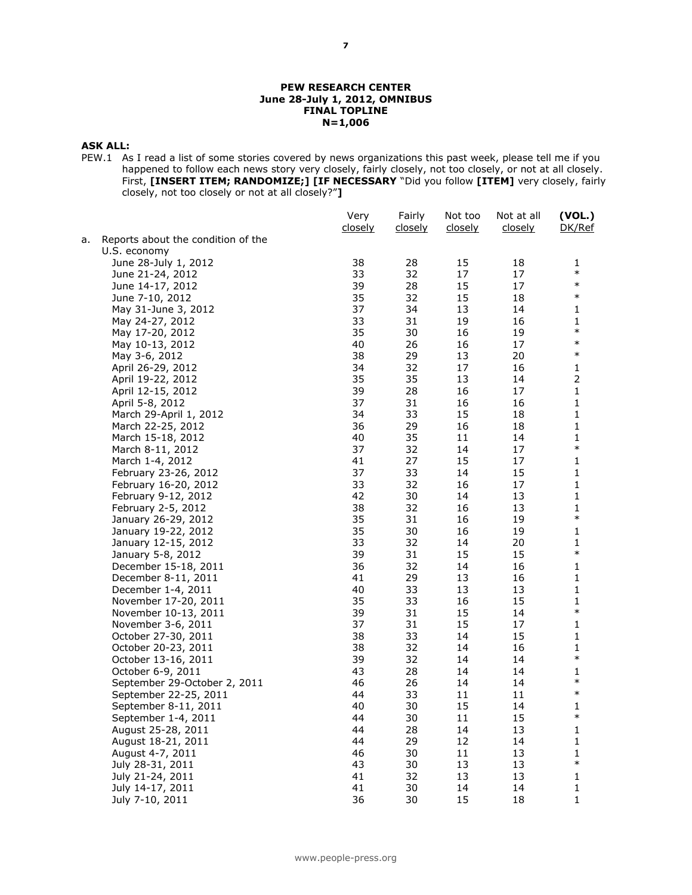**PEW RESEARCH CENTER**
**June 28-July 1, 2012, OMNIBUS**
**FINAL TOPLINE**
**N=1,006**

**ASK ALL:**

PEW.1 As I read a list of some stories covered by news organizations this past week, please tell me if you happened to follow each news story very closely, fairly closely, not too closely, or not at all closely. First, **[INSERT ITEM; RANDOMIZE;] [IF NECESSARY** "Did you follow **[ITEM]** very closely, fairly closely, not too closely or not at all closely?"**]**

| | Very closely | Fairly closely | Not too closely | Not at all closely | **(VOL.)** DK/Ref |
|---|---|---|---|---|---|
| a. Reports about the condition of the U.S. economy | | | | | |
| June 28-July 1, 2012 | 38 | 28 | 15 | 18 | 1 |
| June 21-24, 2012 | 33 | 32 | 17 | 17 | * |
| June 14-17, 2012 | 39 | 28 | 15 | 17 | * |
| June 7-10, 2012 | 35 | 32 | 15 | 18 | * |
| May 31-June 3, 2012 | 37 | 34 | 13 | 14 | 1 |
| May 24-27, 2012 | 33 | 31 | 19 | 16 | 1 |
| May 17-20, 2012 | 35 | 30 | 16 | 19 | * |
| May 10-13, 2012 | 40 | 26 | 16 | 17 | * |
| May 3-6, 2012 | 38 | 29 | 13 | 20 | * |
| April 26-29, 2012 | 34 | 32 | 17 | 16 | 1 |
| April 19-22, 2012 | 35 | 35 | 13 | 14 | 2 |
| April 12-15, 2012 | 39 | 28 | 16 | 17 | 1 |
| April 5-8, 2012 | 37 | 31 | 16 | 16 | 1 |
| March 29-April 1, 2012 | 34 | 33 | 15 | 18 | 1 |
| March 22-25, 2012 | 36 | 29 | 16 | 18 | 1 |
| March 15-18, 2012 | 40 | 35 | 11 | 14 | 1 |
| March 8-11, 2012 | 37 | 32 | 14 | 17 | * |
| March 1-4, 2012 | 41 | 27 | 15 | 17 | 1 |
| February 23-26, 2012 | 37 | 33 | 14 | 15 | 1 |
| February 16-20, 2012 | 33 | 32 | 16 | 17 | 1 |
| February 9-12, 2012 | 42 | 30 | 14 | 13 | 1 |
| February 2-5, 2012 | 38 | 32 | 16 | 13 | 1 |
| January 26-29, 2012 | 35 | 31 | 16 | 19 | * |
| January 19-22, 2012 | 35 | 30 | 16 | 19 | 1 |
| January 12-15, 2012 | 33 | 32 | 14 | 20 | 1 |
| January 5-8, 2012 | 39 | 31 | 15 | 15 | * |
| December 15-18, 2011 | 36 | 32 | 14 | 16 | 1 |
| December 8-11, 2011 | 41 | 29 | 13 | 16 | 1 |
| December 1-4, 2011 | 40 | 33 | 13 | 13 | 1 |
| November 17-20, 2011 | 35 | 33 | 16 | 15 | 1 |
| November 10-13, 2011 | 39 | 31 | 15 | 14 | * |
| November 3-6, 2011 | 37 | 31 | 15 | 17 | 1 |
| October 27-30, 2011 | 38 | 33 | 14 | 15 | 1 |
| October 20-23, 2011 | 38 | 32 | 14 | 16 | 1 |
| October 13-16, 2011 | 39 | 32 | 14 | 14 | * |
| October 6-9, 2011 | 43 | 28 | 14 | 14 | 1 |
| September 29-October 2, 2011 | 46 | 26 | 14 | 14 | * |
| September 22-25, 2011 | 44 | 33 | 11 | 11 | * |
| September 8-11, 2011 | 40 | 30 | 15 | 14 | 1 |
| September 1-4, 2011 | 44 | 30 | 11 | 15 | * |
| August 25-28, 2011 | 44 | 28 | 14 | 13 | 1 |
| August 18-21, 2011 | 44 | 29 | 12 | 14 | 1 |
| August 4-7, 2011 | 46 | 30 | 11 | 13 | 1 |
| July 28-31, 2011 | 43 | 30 | 13 | 13 | * |
| July 21-24, 2011 | 41 | 32 | 13 | 13 | 1 |
| July 14-17, 2011 | 41 | 30 | 14 | 14 | 1 |
| July 7-10, 2011 | 36 | 30 | 15 | 18 | 1 |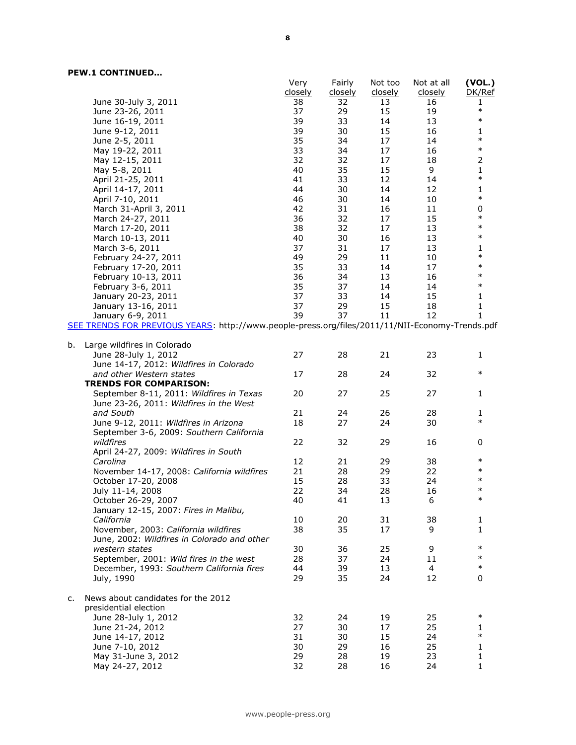**PEW.1 CONTINUED…**

| | Very closely | Fairly closely | Not too closely | Not at all closely | (VOL.) DK/Ref |
|---|---|---|---|---|---|
| June 30-July 3, 2011 | 38 | 32 | 13 | 16 | 1 |
| June 23-26, 2011 | 37 | 29 | 15 | 19 | * |
| June 16-19, 2011 | 39 | 33 | 14 | 13 | * |
| June 9-12, 2011 | 39 | 30 | 15 | 16 | 1 |
| June 2-5, 2011 | 35 | 34 | 17 | 14 | * |
| May 19-22, 2011 | 33 | 34 | 17 | 16 | * |
| May 12-15, 2011 | 32 | 32 | 17 | 18 | 2 |
| May 5-8, 2011 | 40 | 35 | 15 | 9 | 1 |
| April 21-25, 2011 | 41 | 33 | 12 | 14 | * |
| April 14-17, 2011 | 44 | 30 | 14 | 12 | 1 |
| April 7-10, 2011 | 46 | 30 | 14 | 10 | * |
| March 31-April 3, 2011 | 42 | 31 | 16 | 11 | 0 |
| March 24-27, 2011 | 36 | 32 | 17 | 15 | * |
| March 17-20, 2011 | 38 | 32 | 17 | 13 | * |
| March 10-13, 2011 | 40 | 30 | 16 | 13 | * |
| March 3-6, 2011 | 37 | 31 | 17 | 13 | 1 |
| February 24-27, 2011 | 49 | 29 | 11 | 10 | * |
| February 17-20, 2011 | 35 | 33 | 14 | 17 | * |
| February 10-13, 2011 | 36 | 34 | 13 | 16 | * |
| February 3-6, 2011 | 35 | 37 | 14 | 14 | * |
| January 20-23, 2011 | 37 | 33 | 14 | 15 | 1 |
| January 13-16, 2011 | 37 | 29 | 15 | 18 | 1 |
| January 6-9, 2011 | 39 | 37 | 11 | 12 | 1 |

SEE TRENDS FOR PREVIOUS YEARS: http://www.people-press.org/files/2011/11/NII-Economy-Trends.pdf

| | Very closely | Fairly closely | Not too closely | Not at all closely | (VOL.) DK/Ref |
|---|---|---|---|---|---|
| b. Large wildfires in Colorado | | | | | |
| June 28-July 1, 2012 | 27 | 28 | 21 | 23 | 1 |
| June 14-17, 2012: *Wildfires in Colorado and other Western states* | 17 | 28 | 24 | 32 | * |
| **TRENDS FOR COMPARISON:** | | | | | |
| September 8-11, 2011: *Wildfires in Texas* | 20 | 27 | 25 | 27 | 1 |
| June 23-26, 2011: *Wildfires in the West and South* | 21 | 24 | 26 | 28 | 1 |
| June 9-12, 2011: *Wildfires in Arizona* | 18 | 27 | 24 | 30 | * |
| September 3-6, 2009: *Southern California wildfires* | 22 | 32 | 29 | 16 | 0 |
| April 24-27, 2009: *Wildfires in South Carolina* | 12 | 21 | 29 | 38 | * |
| November 14-17, 2008: *California wildfires* | 21 | 28 | 29 | 22 | * |
| October 17-20, 2008 | 15 | 28 | 33 | 24 | * |
| July 11-14, 2008 | 22 | 34 | 28 | 16 | * |
| October 26-29, 2007 | 40 | 41 | 13 | 6 | * |
| January 12-15, 2007: *Fires in Malibu, California* | 10 | 20 | 31 | 38 | 1 |
| November, 2003: *California wildfires* | 38 | 35 | 17 | 9 | 1 |
| June, 2002: *Wildfires in Colorado and other western states* | 30 | 36 | 25 | 9 | * |
| September, 2001: *Wild fires in the west* | 28 | 37 | 24 | 11 | * |
| December, 1993: *Southern California fires* | 44 | 39 | 13 | 4 | * |
| July, 1990 | 29 | 35 | 24 | 12 | 0 |
| c. News about candidates for the 2012 presidential election | | | | | |
| June 28-July 1, 2012 | 32 | 24 | 19 | 25 | * |
| June 21-24, 2012 | 27 | 30 | 17 | 25 | 1 |
| June 14-17, 2012 | 31 | 30 | 15 | 24 | * |
| June 7-10, 2012 | 30 | 29 | 16 | 25 | 1 |
| May 31-June 3, 2012 | 29 | 28 | 19 | 23 | 1 |
| May 24-27, 2012 | 32 | 28 | 16 | 24 | 1 |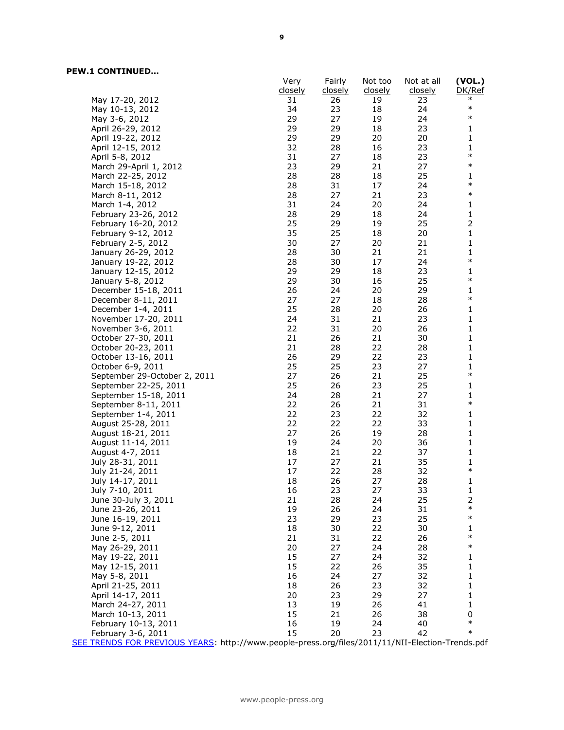**PEW.1 CONTINUED…**

| | Very closely | Fairly closely | Not too closely | Not at all closely | (VOL.) DK/Ref |
|---|---|---|---|---|---|
| May 17-20, 2012 | 31 | 26 | 19 | 23 | * |
| May 10-13, 2012 | 34 | 23 | 18 | 24 | * |
| May 3-6, 2012 | 29 | 27 | 19 | 24 | * |
| April 26-29, 2012 | 29 | 29 | 18 | 23 | 1 |
| April 19-22, 2012 | 29 | 29 | 20 | 20 | 1 |
| April 12-15, 2012 | 32 | 28 | 16 | 23 | 1 |
| April 5-8, 2012 | 31 | 27 | 18 | 23 | * |
| March 29-April 1, 2012 | 23 | 29 | 21 | 27 | * |
| March 22-25, 2012 | 28 | 28 | 18 | 25 | 1 |
| March 15-18, 2012 | 28 | 31 | 17 | 24 | * |
| March 8-11, 2012 | 28 | 27 | 21 | 23 | * |
| March 1-4, 2012 | 31 | 24 | 20 | 24 | 1 |
| February 23-26, 2012 | 28 | 29 | 18 | 24 | 1 |
| February 16-20, 2012 | 25 | 29 | 19 | 25 | 2 |
| February 9-12, 2012 | 35 | 25 | 18 | 20 | 1 |
| February 2-5, 2012 | 30 | 27 | 20 | 21 | 1 |
| January 26-29, 2012 | 28 | 30 | 21 | 21 | 1 |
| January 19-22, 2012 | 28 | 30 | 17 | 24 | * |
| January 12-15, 2012 | 29 | 29 | 18 | 23 | 1 |
| January 5-8, 2012 | 29 | 30 | 16 | 25 | * |
| December 15-18, 2011 | 26 | 24 | 20 | 29 | 1 |
| December 8-11, 2011 | 27 | 27 | 18 | 28 | * |
| December 1-4, 2011 | 25 | 28 | 20 | 26 | 1 |
| November 17-20, 2011 | 24 | 31 | 21 | 23 | 1 |
| November 3-6, 2011 | 22 | 31 | 20 | 26 | 1 |
| October 27-30, 2011 | 21 | 26 | 21 | 30 | 1 |
| October 20-23, 2011 | 21 | 28 | 22 | 28 | 1 |
| October 13-16, 2011 | 26 | 29 | 22 | 23 | 1 |
| October 6-9, 2011 | 25 | 25 | 23 | 27 | 1 |
| September 29-October 2, 2011 | 27 | 26 | 21 | 25 | * |
| September 22-25, 2011 | 25 | 26 | 23 | 25 | 1 |
| September 15-18, 2011 | 24 | 28 | 21 | 27 | 1 |
| September 8-11, 2011 | 22 | 26 | 21 | 31 | * |
| September 1-4, 2011 | 22 | 23 | 22 | 32 | 1 |
| August 25-28, 2011 | 22 | 22 | 22 | 33 | 1 |
| August 18-21, 2011 | 27 | 26 | 19 | 28 | 1 |
| August 11-14, 2011 | 19 | 24 | 20 | 36 | 1 |
| August 4-7, 2011 | 18 | 21 | 22 | 37 | 1 |
| July 28-31, 2011 | 17 | 27 | 21 | 35 | 1 |
| July 21-24, 2011 | 17 | 22 | 28 | 32 | * |
| July 14-17, 2011 | 18 | 26 | 27 | 28 | 1 |
| July 7-10, 2011 | 16 | 23 | 27 | 33 | 1 |
| June 30-July 3, 2011 | 21 | 28 | 24 | 25 | 2 |
| June 23-26, 2011 | 19 | 26 | 24 | 31 | * |
| June 16-19, 2011 | 23 | 29 | 23 | 25 | * |
| June 9-12, 2011 | 18 | 30 | 22 | 30 | 1 |
| June 2-5, 2011 | 21 | 31 | 22 | 26 | * |
| May 26-29, 2011 | 20 | 27 | 24 | 28 | * |
| May 19-22, 2011 | 15 | 27 | 24 | 32 | 1 |
| May 12-15, 2011 | 15 | 22 | 26 | 35 | 1 |
| May 5-8, 2011 | 16 | 24 | 27 | 32 | 1 |
| April 21-25, 2011 | 18 | 26 | 23 | 32 | 1 |
| April 14-17, 2011 | 20 | 23 | 29 | 27 | 1 |
| March 24-27, 2011 | 13 | 19 | 26 | 41 | 1 |
| March 10-13, 2011 | 15 | 21 | 26 | 38 | 0 |
| February 10-13, 2011 | 16 | 19 | 24 | 40 | * |
| February 3-6, 2011 | 15 | 20 | 23 | 42 | * |

SEE TRENDS FOR PREVIOUS YEARS: http://www.people-press.org/files/2011/11/NII-Election-Trends.pdf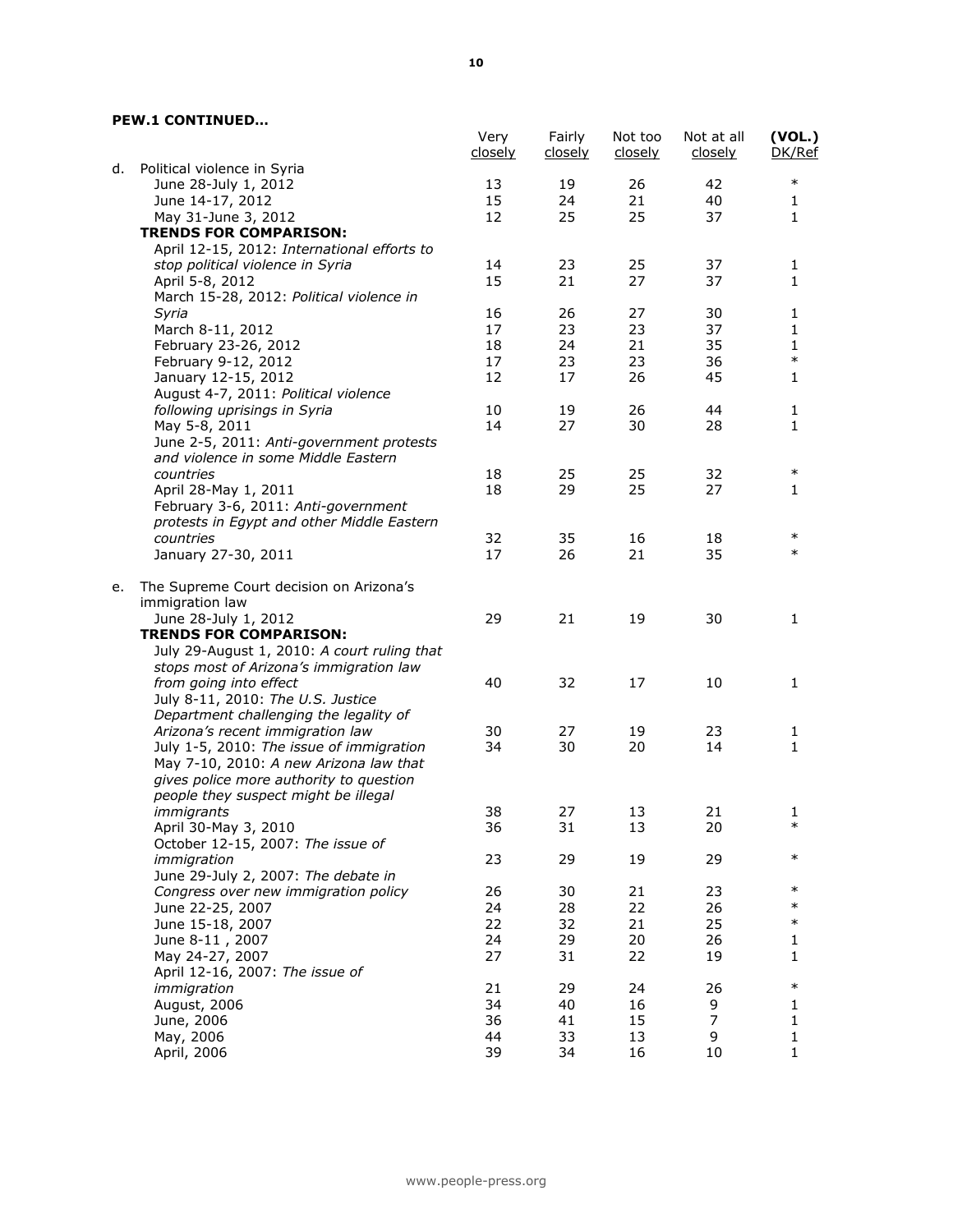**PEW.1 CONTINUED…**

| | Very closely | Fairly closely | Not too closely | Not at all closely | (VOL.) DK/Ref |
|---|---|---|---|---|---|
| d. Political violence in Syria | | | | | |
| June 28-July 1, 2012 | 13 | 19 | 26 | 42 | * |
| June 14-17, 2012 | 15 | 24 | 21 | 40 | 1 |
| May 31-June 3, 2012 | 12 | 25 | 25 | 37 | 1 |
| **TRENDS FOR COMPARISON:** | | | | | |
| April 12-15, 2012: *International efforts to stop political violence in Syria* | 14 | 23 | 25 | 37 | 1 |
| April 5-8, 2012 | 15 | 21 | 27 | 37 | 1 |
| March 15-28, 2012: *Political violence in Syria* | 16 | 26 | 27 | 30 | 1 |
| March 8-11, 2012 | 17 | 23 | 23 | 37 | 1 |
| February 23-26, 2012 | 18 | 24 | 21 | 35 | 1 |
| February 9-12, 2012 | 17 | 23 | 23 | 36 | * |
| January 12-15, 2012 | 12 | 17 | 26 | 45 | 1 |
| August 4-7, 2011: *Political violence following uprisings in Syria* | 10 | 19 | 26 | 44 | 1 |
| May 5-8, 2011 | 14 | 27 | 30 | 28 | 1 |
| June 2-5, 2011: *Anti-government protests and violence in some Middle Eastern countries* | 18 | 25 | 25 | 32 | * |
| April 28-May 1, 2011 | 18 | 29 | 25 | 27 | 1 |
| February 3-6, 2011: *Anti-government protests in Egypt and other Middle Eastern countries* | 32 | 35 | 16 | 18 | * |
| January 27-30, 2011 | 17 | 26 | 21 | 35 | * |
| e. The Supreme Court decision on Arizona's immigration law | | | | | |
| June 28-July 1, 2012 | 29 | 21 | 19 | 30 | 1 |
| **TRENDS FOR COMPARISON:** | | | | | |
| July 29-August 1, 2010: *A court ruling that stops most of Arizona's immigration law from going into effect* | 40 | 32 | 17 | 10 | 1 |
| July 8-11, 2010: *The U.S. Justice Department challenging the legality of Arizona's recent immigration law* | 30 | 27 | 19 | 23 | 1 |
| July 1-5, 2010: *The issue of immigration* | 34 | 30 | 20 | 14 | 1 |
| May 7-10, 2010: *A new Arizona law that gives police more authority to question people they suspect might be illegal immigrants* | 38 | 27 | 13 | 21 | 1 |
| April 30-May 3, 2010 | 36 | 31 | 13 | 20 | * |
| October 12-15, 2007: *The issue of immigration* | 23 | 29 | 19 | 29 | * |
| June 29-July 2, 2007: *The debate in Congress over new immigration policy* | 26 | 30 | 21 | 23 | * |
| June 22-25, 2007 | 24 | 28 | 22 | 26 | * |
| June 15-18, 2007 | 22 | 32 | 21 | 25 | * |
| June 8-11 , 2007 | 24 | 29 | 20 | 26 | 1 |
| May 24-27, 2007 | 27 | 31 | 22 | 19 | 1 |
| April 12-16, 2007: *The issue of immigration* | 21 | 29 | 24 | 26 | * |
| August, 2006 | 34 | 40 | 16 | 9 | 1 |
| June, 2006 | 36 | 41 | 15 | 7 | 1 |
| May, 2006 | 44 | 33 | 13 | 9 | 1 |
| April, 2006 | 39 | 34 | 16 | 10 | 1 |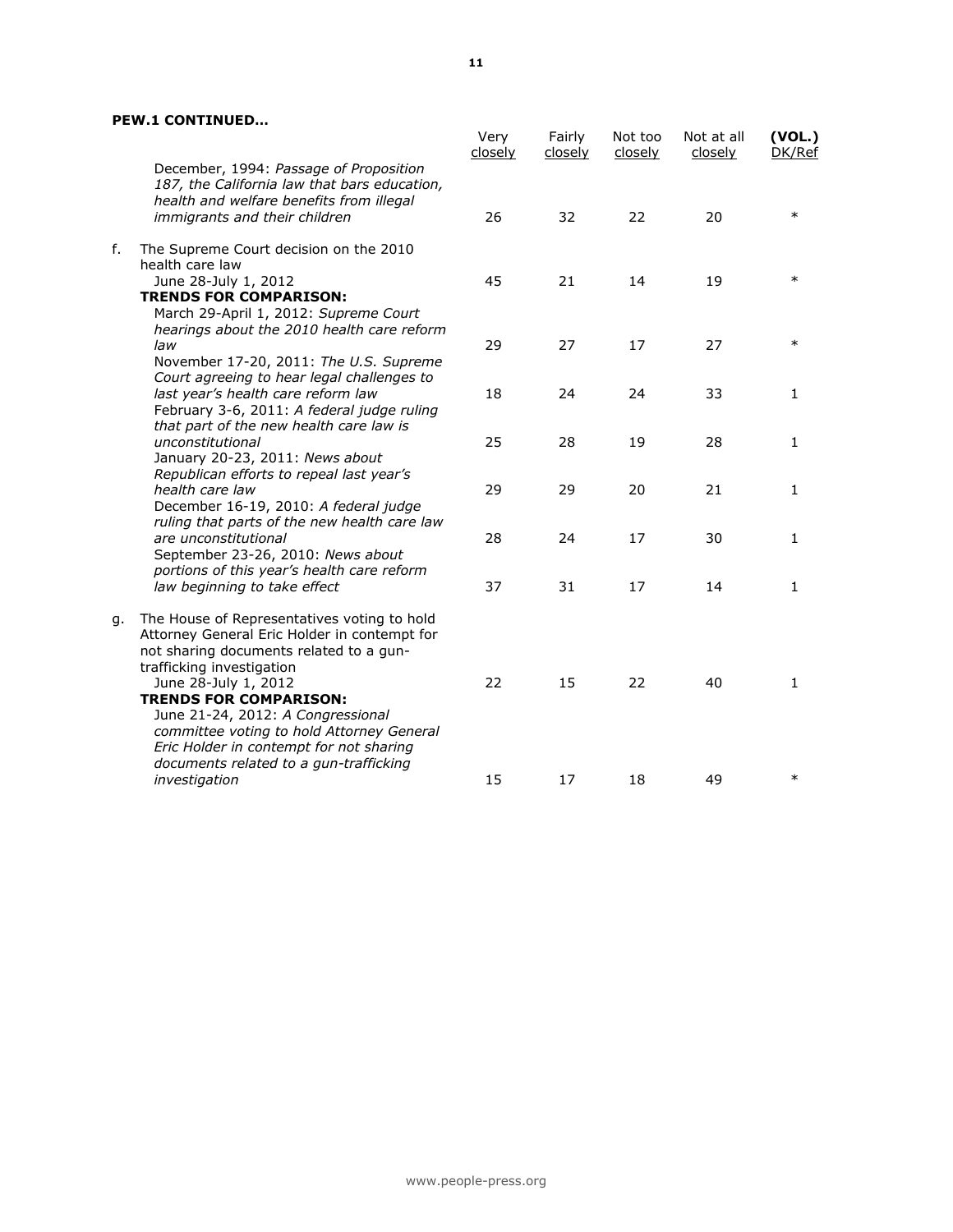**PEW.1 CONTINUED…**

| | | Very closely | Fairly closely | Not too closely | Not at all closely | (VOL.) DK/Ref |
|---|---|---|---|---|---|---|
| | December, 1994: *Passage of Proposition 187, the California law that bars education, health and welfare benefits from illegal immigrants and their children* | 26 | 32 | 22 | 20 | * |
| f. | The Supreme Court decision on the 2010 health care law | | | | | |
| | June 28-July 1, 2012 | 45 | 21 | 14 | 19 | * |
| | **TRENDS FOR COMPARISON:** | | | | | |
| | March 29-April 1, 2012: *Supreme Court hearings about the 2010 health care reform law* | 29 | 27 | 17 | 27 | * |
| | November 17-20, 2011: *The U.S. Supreme Court agreeing to hear legal challenges to last year's health care reform law* | 18 | 24 | 24 | 33 | 1 |
| | February 3-6, 2011: *A federal judge ruling that part of the new health care law is unconstitutional* | 25 | 28 | 19 | 28 | 1 |
| | January 20-23, 2011: *News about Republican efforts to repeal last year's health care law* | 29 | 29 | 20 | 21 | 1 |
| | December 16-19, 2010: *A federal judge ruling that parts of the new health care law are unconstitutional* | 28 | 24 | 17 | 30 | 1 |
| | September 23-26, 2010: *News about portions of this year's health care reform law beginning to take effect* | 37 | 31 | 17 | 14 | 1 |
| g. | The House of Representatives voting to hold Attorney General Eric Holder in contempt for not sharing documents related to a gun-trafficking investigation | | | | | |
| | June 28-July 1, 2012 | 22 | 15 | 22 | 40 | 1 |
| | **TRENDS FOR COMPARISON:** | | | | | |
| | June 21-24, 2012: *A Congressional committee voting to hold Attorney General Eric Holder in contempt for not sharing documents related to a gun-trafficking investigation* | 15 | 17 | 18 | 49 | * |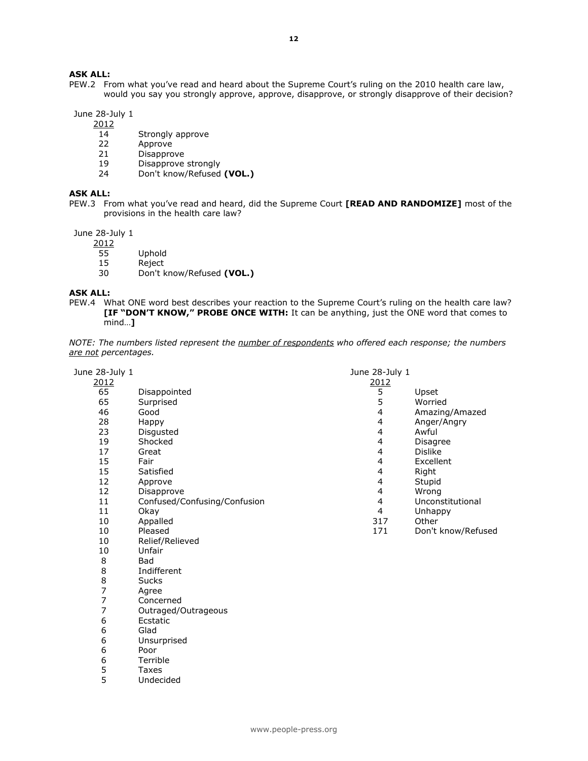**ASK ALL:**

PEW.2 From what you've read and heard about the Supreme Court's ruling on the 2010 health care law, would you say you strongly approve, approve, disapprove, or strongly disapprove of their decision?

| June 28-July 1 2012 | |
|---|---|
| 14 | Strongly approve |
| 22 | Approve |
| 21 | Disapprove |
| 19 | Disapprove strongly |
| 24 | Don't know/Refused **(VOL.)** |

**ASK ALL:**

PEW.3 From what you've read and heard, did the Supreme Court **[READ AND RANDOMIZE]** most of the provisions in the health care law?

| June 28-July 1 2012 | |
|---|---|
| 55 | Uphold |
| 15 | Reject |
| 30 | Don't know/Refused **(VOL.)** |

**ASK ALL:**

PEW.4 What ONE word best describes your reaction to the Supreme Court's ruling on the health care law? **[IF "DON'T KNOW," PROBE ONCE WITH:** It can be anything, just the ONE word that comes to mind…**]**

*NOTE: The numbers listed represent the number of respondents who offered each response; the numbers are not percentages.*

| June 28-July 1 2012 | |
|---|---|
| 65 | Disappointed |
| 65 | Surprised |
| 46 | Good |
| 28 | Happy |
| 23 | Disgusted |
| 19 | Shocked |
| 17 | Great |
| 15 | Fair |
| 15 | Satisfied |
| 12 | Approve |
| 12 | Disapprove |
| 11 | Confused/Confusing/Confusion |
| 11 | Okay |
| 10 | Appalled |
| 10 | Pleased |
| 10 | Relief/Relieved |
| 10 | Unfair |
| 8 | Bad |
| 8 | Indifferent |
| 8 | Sucks |
| 7 | Agree |
| 7 | Concerned |
| 7 | Outraged/Outrageous |
| 6 | Ecstatic |
| 6 | Glad |
| 6 | Unsurprised |
| 6 | Poor |
| 6 | Terrible |
| 5 | Taxes |
| 5 | Undecided |
| 5 | Upset |
| 5 | Worried |
| 4 | Amazing/Amazed |
| 4 | Anger/Angry |
| 4 | Awful |
| 4 | Disagree |
| 4 | Dislike |
| 4 | Excellent |
| 4 | Right |
| 4 | Stupid |
| 4 | Wrong |
| 4 | Unconstitutional |
| 4 | Unhappy |
| 317 | Other |
| 171 | Don't know/Refused |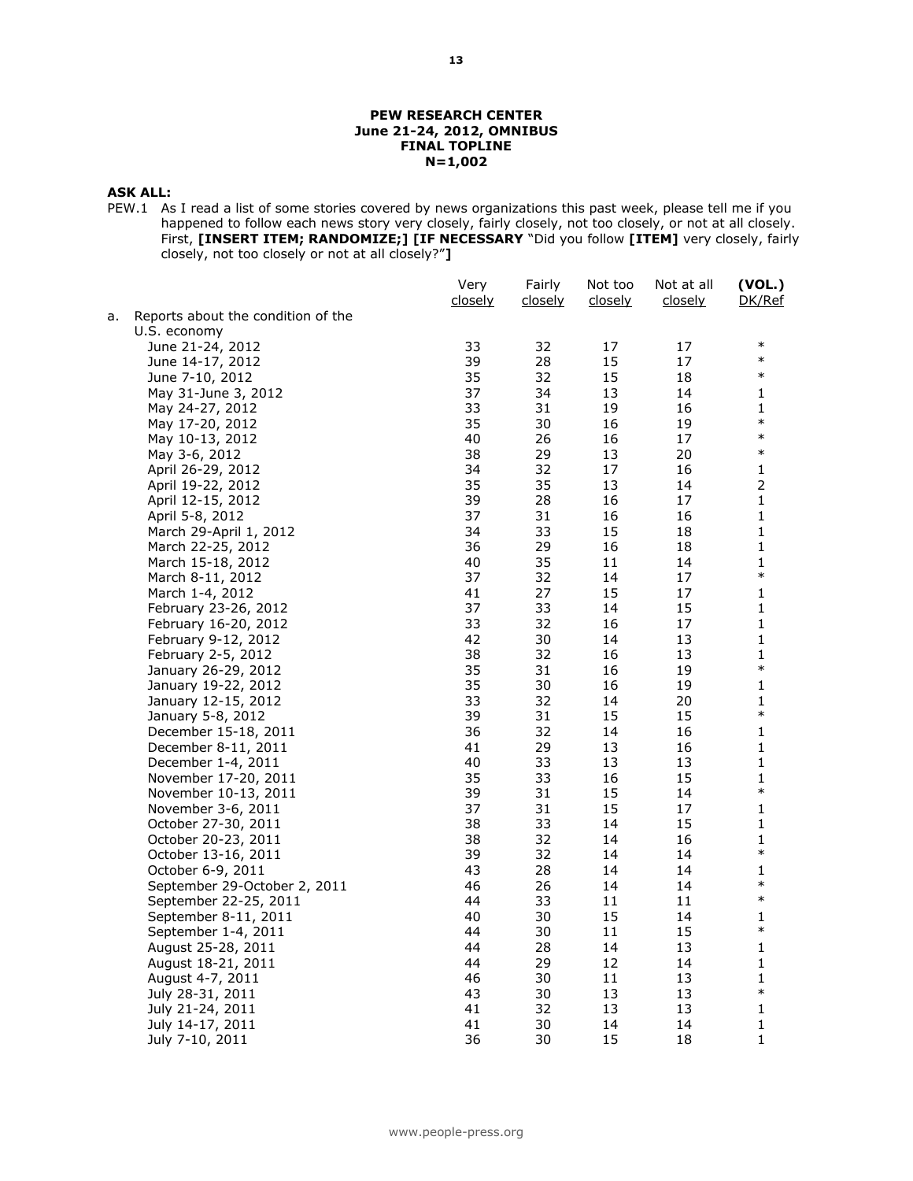**PEW RESEARCH CENTER**
**June 21-24, 2012, OMNIBUS**
**FINAL TOPLINE**
**N=1,002**

**ASK ALL:**

PEW.1 As I read a list of some stories covered by news organizations this past week, please tell me if you happened to follow each news story very closely, fairly closely, not too closely, or not at all closely. First, **[INSERT ITEM; RANDOMIZE;] [IF NECESSARY** "Did you follow **[ITEM]** very closely, fairly closely, not too closely or not at all closely?"**]**

| | Very closely | Fairly closely | Not too closely | Not at all closely | **(VOL.)** DK/Ref |
|---|---|---|---|---|---|
| a. Reports about the condition of the U.S. economy | | | | | |
| June 21-24, 2012 | 33 | 32 | 17 | 17 | * |
| June 14-17, 2012 | 39 | 28 | 15 | 17 | * |
| June 7-10, 2012 | 35 | 32 | 15 | 18 | * |
| May 31-June 3, 2012 | 37 | 34 | 13 | 14 | 1 |
| May 24-27, 2012 | 33 | 31 | 19 | 16 | 1 |
| May 17-20, 2012 | 35 | 30 | 16 | 19 | * |
| May 10-13, 2012 | 40 | 26 | 16 | 17 | * |
| May 3-6, 2012 | 38 | 29 | 13 | 20 | * |
| April 26-29, 2012 | 34 | 32 | 17 | 16 | 1 |
| April 19-22, 2012 | 35 | 35 | 13 | 14 | 2 |
| April 12-15, 2012 | 39 | 28 | 16 | 17 | 1 |
| April 5-8, 2012 | 37 | 31 | 16 | 16 | 1 |
| March 29-April 1, 2012 | 34 | 33 | 15 | 18 | 1 |
| March 22-25, 2012 | 36 | 29 | 16 | 18 | 1 |
| March 15-18, 2012 | 40 | 35 | 11 | 14 | 1 |
| March 8-11, 2012 | 37 | 32 | 14 | 17 | * |
| March 1-4, 2012 | 41 | 27 | 15 | 17 | 1 |
| February 23-26, 2012 | 37 | 33 | 14 | 15 | 1 |
| February 16-20, 2012 | 33 | 32 | 16 | 17 | 1 |
| February 9-12, 2012 | 42 | 30 | 14 | 13 | 1 |
| February 2-5, 2012 | 38 | 32 | 16 | 13 | 1 |
| January 26-29, 2012 | 35 | 31 | 16 | 19 | * |
| January 19-22, 2012 | 35 | 30 | 16 | 19 | 1 |
| January 12-15, 2012 | 33 | 32 | 14 | 20 | 1 |
| January 5-8, 2012 | 39 | 31 | 15 | 15 | * |
| December 15-18, 2011 | 36 | 32 | 14 | 16 | 1 |
| December 8-11, 2011 | 41 | 29 | 13 | 16 | 1 |
| December 1-4, 2011 | 40 | 33 | 13 | 13 | 1 |
| November 17-20, 2011 | 35 | 33 | 16 | 15 | 1 |
| November 10-13, 2011 | 39 | 31 | 15 | 14 | * |
| November 3-6, 2011 | 37 | 31 | 15 | 17 | 1 |
| October 27-30, 2011 | 38 | 33 | 14 | 15 | 1 |
| October 20-23, 2011 | 38 | 32 | 14 | 16 | 1 |
| October 13-16, 2011 | 39 | 32 | 14 | 14 | * |
| October 6-9, 2011 | 43 | 28 | 14 | 14 | 1 |
| September 29-October 2, 2011 | 46 | 26 | 14 | 14 | * |
| September 22-25, 2011 | 44 | 33 | 11 | 11 | * |
| September 8-11, 2011 | 40 | 30 | 15 | 14 | 1 |
| September 1-4, 2011 | 44 | 30 | 11 | 15 | * |
| August 25-28, 2011 | 44 | 28 | 14 | 13 | 1 |
| August 18-21, 2011 | 44 | 29 | 12 | 14 | 1 |
| August 4-7, 2011 | 46 | 30 | 11 | 13 | 1 |
| July 28-31, 2011 | 43 | 30 | 13 | 13 | * |
| July 21-24, 2011 | 41 | 32 | 13 | 13 | 1 |
| July 14-17, 2011 | 41 | 30 | 14 | 14 | 1 |
| July 7-10, 2011 | 36 | 30 | 15 | 18 | 1 |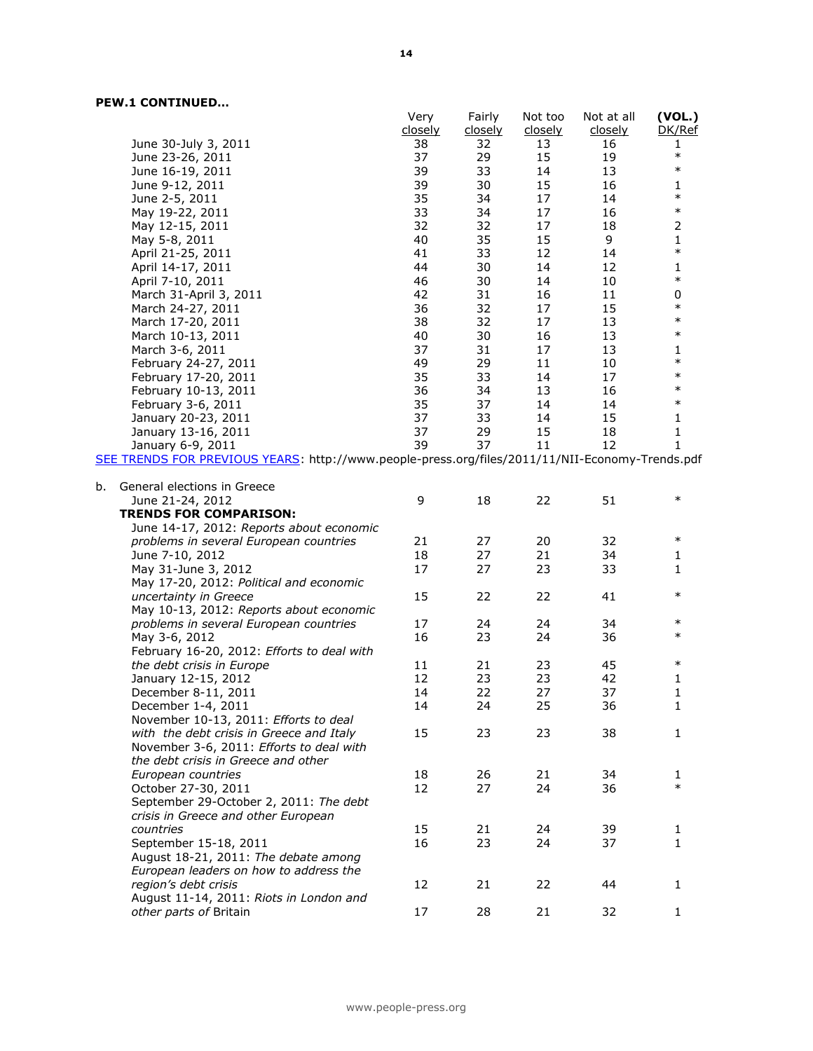**PEW.1 CONTINUED…**

| | Very closely | Fairly closely | Not too closely | Not at all closely | (VOL.) DK/Ref |
|---|---|---|---|---|---|
| June 30-July 3, 2011 | 38 | 32 | 13 | 16 | 1 |
| June 23-26, 2011 | 37 | 29 | 15 | 19 | * |
| June 16-19, 2011 | 39 | 33 | 14 | 13 | * |
| June 9-12, 2011 | 39 | 30 | 15 | 16 | 1 |
| June 2-5, 2011 | 35 | 34 | 17 | 14 | * |
| May 19-22, 2011 | 33 | 34 | 17 | 16 | * |
| May 12-15, 2011 | 32 | 32 | 17 | 18 | 2 |
| May 5-8, 2011 | 40 | 35 | 15 | 9 | 1 |
| April 21-25, 2011 | 41 | 33 | 12 | 14 | * |
| April 14-17, 2011 | 44 | 30 | 14 | 12 | 1 |
| April 7-10, 2011 | 46 | 30 | 14 | 10 | * |
| March 31-April 3, 2011 | 42 | 31 | 16 | 11 | 0 |
| March 24-27, 2011 | 36 | 32 | 17 | 15 | * |
| March 17-20, 2011 | 38 | 32 | 17 | 13 | * |
| March 10-13, 2011 | 40 | 30 | 16 | 13 | * |
| March 3-6, 2011 | 37 | 31 | 17 | 13 | 1 |
| February 24-27, 2011 | 49 | 29 | 11 | 10 | * |
| February 17-20, 2011 | 35 | 33 | 14 | 17 | * |
| February 10-13, 2011 | 36 | 34 | 13 | 16 | * |
| February 3-6, 2011 | 35 | 37 | 14 | 14 | * |
| January 20-23, 2011 | 37 | 33 | 14 | 15 | 1 |
| January 13-16, 2011 | 37 | 29 | 15 | 18 | 1 |
| January 6-9, 2011 | 39 | 37 | 11 | 12 | 1 |

SEE TRENDS FOR PREVIOUS YEARS: http://www.people-press.org/files/2011/11/NII-Economy-Trends.pdf

| b. General elections in Greece | Very closely | Fairly closely | Not too closely | Not at all closely | (VOL.) DK/Ref |
|---|---|---|---|---|---|
| June 21-24, 2012 | 9 | 18 | 22 | 51 | * |
| **TRENDS FOR COMPARISON:** | | | | | |
| June 14-17, 2012: *Reports about economic problems in several European countries* | 21 | 27 | 20 | 32 | * |
| June 7-10, 2012 | 18 | 27 | 21 | 34 | 1 |
| May 31-June 3, 2012 | 17 | 27 | 23 | 33 | 1 |
| May 17-20, 2012: *Political and economic uncertainty in Greece* | 15 | 22 | 22 | 41 | * |
| May 10-13, 2012: *Reports about economic problems in several European countries* | 17 | 24 | 24 | 34 | * |
| May 3-6, 2012 | 16 | 23 | 24 | 36 | * |
| February 16-20, 2012: *Efforts to deal with the debt crisis in Europe* | 11 | 21 | 23 | 45 | * |
| January 12-15, 2012 | 12 | 23 | 23 | 42 | 1 |
| December 8-11, 2011 | 14 | 22 | 27 | 37 | 1 |
| December 1-4, 2011 | 14 | 24 | 25 | 36 | 1 |
| November 10-13, 2011: *Efforts to deal with the debt crisis in Greece and Italy* | 15 | 23 | 23 | 38 | 1 |
| November 3-6, 2011: *Efforts to deal with the debt crisis in Greece and other European countries* | 18 | 26 | 21 | 34 | 1 |
| October 27-30, 2011 | 12 | 27 | 24 | 36 | * |
| September 29-October 2, 2011: *The debt crisis in Greece and other European countries* | 15 | 21 | 24 | 39 | 1 |
| September 15-18, 2011 | 16 | 23 | 24 | 37 | 1 |
| August 18-21, 2011: *The debate among European leaders on how to address the region's debt crisis* | 12 | 21 | 22 | 44 | 1 |
| August 11-14, 2011: *Riots in London and other parts of* Britain | 17 | 28 | 21 | 32 | 1 |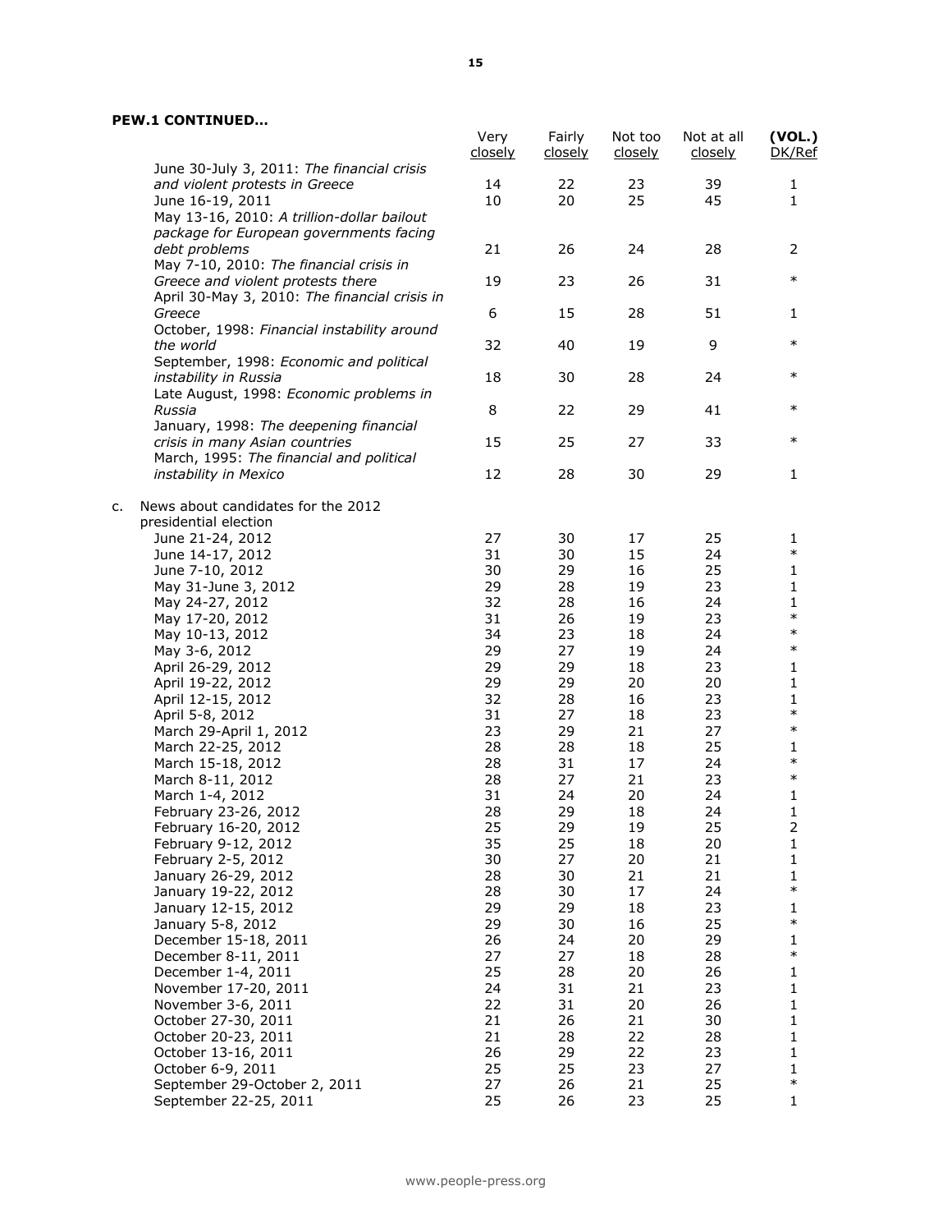**PEW.1 CONTINUED…**

| | Very closely | Fairly closely | Not too closely | Not at all closely | (VOL.) DK/Ref |
|---|---|---|---|---|---|
| June 30-July 3, 2011: *The financial crisis and violent protests in Greece* | 14 | 22 | 23 | 39 | 1 |
| June 16-19, 2011 | 10 | 20 | 25 | 45 | 1 |
| May 13-16, 2010: *A trillion-dollar bailout package for European governments facing debt problems* | 21 | 26 | 24 | 28 | 2 |
| May 7-10, 2010: *The financial crisis in Greece and violent protests there* | 19 | 23 | 26 | 31 | * |
| April 30-May 3, 2010: *The financial crisis in Greece* | 6 | 15 | 28 | 51 | 1 |
| October, 1998: *Financial instability around the world* | 32 | 40 | 19 | 9 | * |
| September, 1998: *Economic and political instability in Russia* | 18 | 30 | 28 | 24 | * |
| Late August, 1998: *Economic problems in Russia* | 8 | 22 | 29 | 41 | * |
| January, 1998: *The deepening financial crisis in many Asian countries* | 15 | 25 | 27 | 33 | * |
| March, 1995: *The financial and political instability in Mexico* | 12 | 28 | 30 | 29 | 1 |
| c. News about candidates for the 2012 presidential election | | | | | |
| June 21-24, 2012 | 27 | 30 | 17 | 25 | 1 |
| June 14-17, 2012 | 31 | 30 | 15 | 24 | * |
| June 7-10, 2012 | 30 | 29 | 16 | 25 | 1 |
| May 31-June 3, 2012 | 29 | 28 | 19 | 23 | 1 |
| May 24-27, 2012 | 32 | 28 | 16 | 24 | 1 |
| May 17-20, 2012 | 31 | 26 | 19 | 23 | * |
| May 10-13, 2012 | 34 | 23 | 18 | 24 | * |
| May 3-6, 2012 | 29 | 27 | 19 | 24 | * |
| April 26-29, 2012 | 29 | 29 | 18 | 23 | 1 |
| April 19-22, 2012 | 29 | 29 | 20 | 20 | 1 |
| April 12-15, 2012 | 32 | 28 | 16 | 23 | 1 |
| April 5-8, 2012 | 31 | 27 | 18 | 23 | * |
| March 29-April 1, 2012 | 23 | 29 | 21 | 27 | * |
| March 22-25, 2012 | 28 | 28 | 18 | 25 | 1 |
| March 15-18, 2012 | 28 | 31 | 17 | 24 | * |
| March 8-11, 2012 | 28 | 27 | 21 | 23 | * |
| March 1-4, 2012 | 31 | 24 | 20 | 24 | 1 |
| February 23-26, 2012 | 28 | 29 | 18 | 24 | 1 |
| February 16-20, 2012 | 25 | 29 | 19 | 25 | 2 |
| February 9-12, 2012 | 35 | 25 | 18 | 20 | 1 |
| February 2-5, 2012 | 30 | 27 | 20 | 21 | 1 |
| January 26-29, 2012 | 28 | 30 | 21 | 21 | 1 |
| January 19-22, 2012 | 28 | 30 | 17 | 24 | * |
| January 12-15, 2012 | 29 | 29 | 18 | 23 | 1 |
| January 5-8, 2012 | 29 | 30 | 16 | 25 | * |
| December 15-18, 2011 | 26 | 24 | 20 | 29 | 1 |
| December 8-11, 2011 | 27 | 27 | 18 | 28 | * |
| December 1-4, 2011 | 25 | 28 | 20 | 26 | 1 |
| November 17-20, 2011 | 24 | 31 | 21 | 23 | 1 |
| November 3-6, 2011 | 22 | 31 | 20 | 26 | 1 |
| October 27-30, 2011 | 21 | 26 | 21 | 30 | 1 |
| October 20-23, 2011 | 21 | 28 | 22 | 28 | 1 |
| October 13-16, 2011 | 26 | 29 | 22 | 23 | 1 |
| October 6-9, 2011 | 25 | 25 | 23 | 27 | 1 |
| September 29-October 2, 2011 | 27 | 26 | 21 | 25 | * |
| September 22-25, 2011 | 25 | 26 | 23 | 25 | 1 |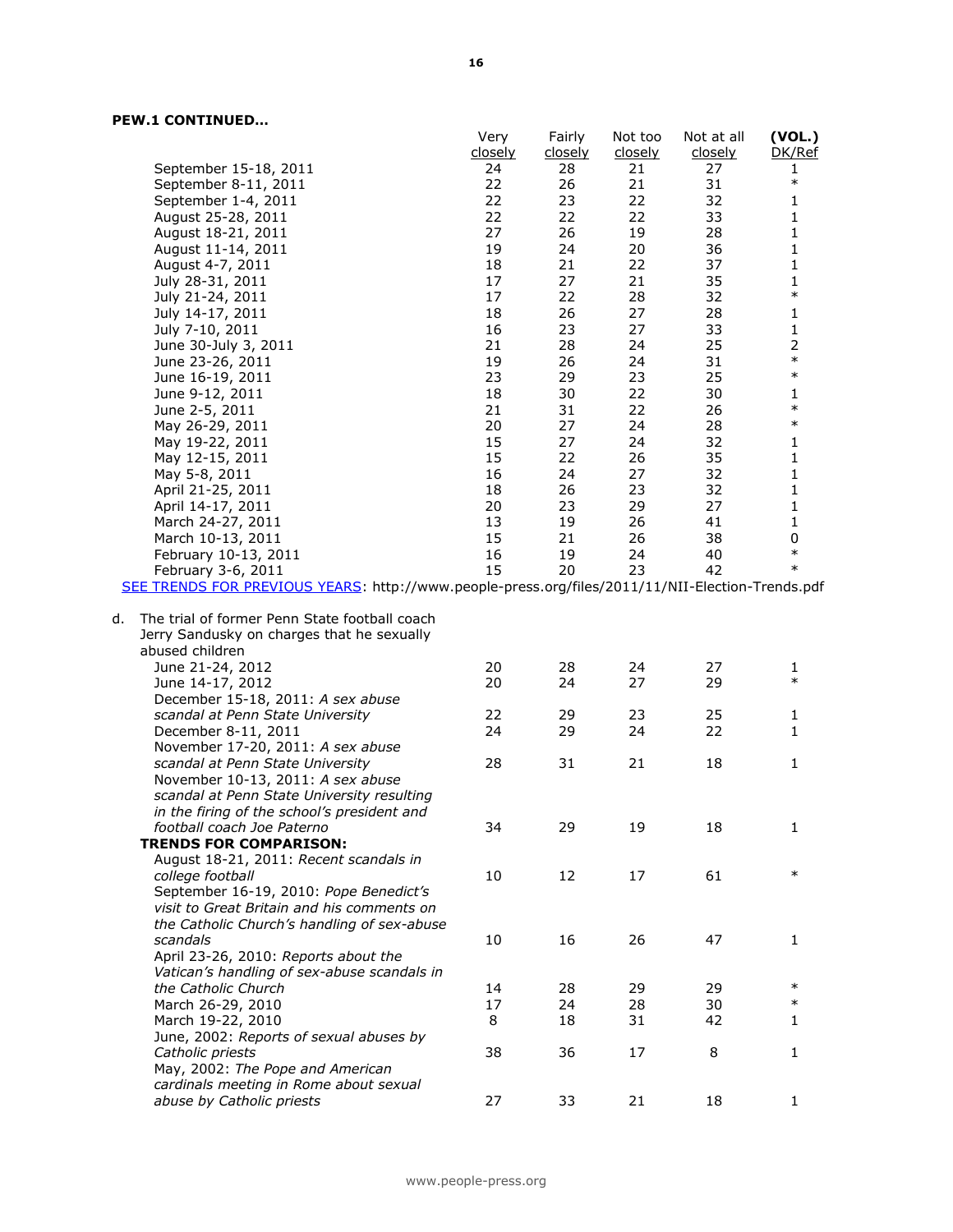**PEW.1 CONTINUED…**

| | Very closely | Fairly closely | Not too closely | Not at all closely | (VOL.) DK/Ref |
|---|---|---|---|---|---|
| September 15-18, 2011 | 24 | 28 | 21 | 27 | 1 |
| September 8-11, 2011 | 22 | 26 | 21 | 31 | * |
| September 1-4, 2011 | 22 | 23 | 22 | 32 | 1 |
| August 25-28, 2011 | 22 | 22 | 22 | 33 | 1 |
| August 18-21, 2011 | 27 | 26 | 19 | 28 | 1 |
| August 11-14, 2011 | 19 | 24 | 20 | 36 | 1 |
| August 4-7, 2011 | 18 | 21 | 22 | 37 | 1 |
| July 28-31, 2011 | 17 | 27 | 21 | 35 | 1 |
| July 21-24, 2011 | 17 | 22 | 28 | 32 | * |
| July 14-17, 2011 | 18 | 26 | 27 | 28 | 1 |
| July 7-10, 2011 | 16 | 23 | 27 | 33 | 1 |
| June 30-July 3, 2011 | 21 | 28 | 24 | 25 | 2 |
| June 23-26, 2011 | 19 | 26 | 24 | 31 | * |
| June 16-19, 2011 | 23 | 29 | 23 | 25 | * |
| June 9-12, 2011 | 18 | 30 | 22 | 30 | 1 |
| June 2-5, 2011 | 21 | 31 | 22 | 26 | * |
| May 26-29, 2011 | 20 | 27 | 24 | 28 | * |
| May 19-22, 2011 | 15 | 27 | 24 | 32 | 1 |
| May 12-15, 2011 | 15 | 22 | 26 | 35 | 1 |
| May 5-8, 2011 | 16 | 24 | 27 | 32 | 1 |
| April 21-25, 2011 | 18 | 26 | 23 | 32 | 1 |
| April 14-17, 2011 | 20 | 23 | 29 | 27 | 1 |
| March 24-27, 2011 | 13 | 19 | 26 | 41 | 1 |
| March 10-13, 2011 | 15 | 21 | 26 | 38 | 0 |
| February 10-13, 2011 | 16 | 19 | 24 | 40 | * |
| February 3-6, 2011 | 15 | 20 | 23 | 42 | * |

SEE TRENDS FOR PREVIOUS YEARS: http://www.people-press.org/files/2011/11/NII-Election-Trends.pdf

d. The trial of former Penn State football coach Jerry Sandusky on charges that he sexually abused children

| | Very closely | Fairly closely | Not too closely | Not at all closely | (VOL.) DK/Ref |
|---|---|---|---|---|---|
| June 21-24, 2012 | 20 | 28 | 24 | 27 | 1 |
| June 14-17, 2012 | 20 | 24 | 27 | 29 | * |
| December 15-18, 2011: *A sex abuse scandal at Penn State University* | 22 | 29 | 23 | 25 | 1 |
| December 8-11, 2011 | 24 | 29 | 24 | 22 | 1 |
| November 17-20, 2011: *A sex abuse scandal at Penn State University* | 28 | 31 | 21 | 18 | 1 |
| November 10-13, 2011: *A sex abuse scandal at Penn State University resulting in the firing of the school's president and football coach Joe Paterno* | 34 | 29 | 19 | 18 | 1 |
| **TRENDS FOR COMPARISON:** | | | | | |
| August 18-21, 2011: *Recent scandals in college football* | 10 | 12 | 17 | 61 | * |
| September 16-19, 2010: *Pope Benedict's visit to Great Britain and his comments on the Catholic Church's handling of sex-abuse scandals* | 10 | 16 | 26 | 47 | 1 |
| April 23-26, 2010: *Reports about the Vatican's handling of sex-abuse scandals in the Catholic Church* | 14 | 28 | 29 | 29 | * |
| March 26-29, 2010 | 17 | 24 | 28 | 30 | * |
| March 19-22, 2010 | 8 | 18 | 31 | 42 | 1 |
| June, 2002: *Reports of sexual abuses by Catholic priests* | 38 | 36 | 17 | 8 | 1 |
| May, 2002: *The Pope and American cardinals meeting in Rome about sexual abuse by Catholic priests* | 27 | 33 | 21 | 18 | 1 |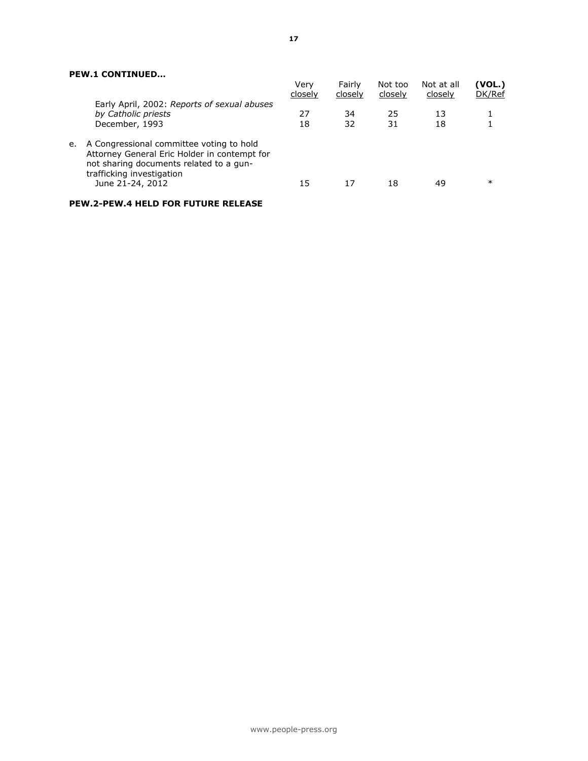**PEW.1 CONTINUED…**

| | Very closely | Fairly closely | Not too closely | Not at all closely | (VOL.) DK/Ref |
|---|---|---|---|---|---|
| Early April, 2002: *Reports of sexual abuses by Catholic priests* | 27 | 34 | 25 | 13 | 1 |
| December, 1993 | 18 | 32 | 31 | 18 | 1 |
| e. A Congressional committee voting to hold Attorney General Eric Holder in contempt for not sharing documents related to a gun-trafficking investigation | | | | | |
| June 21-24, 2012 | 15 | 17 | 18 | 49 | * |

**PEW.2-PEW.4 HELD FOR FUTURE RELEASE**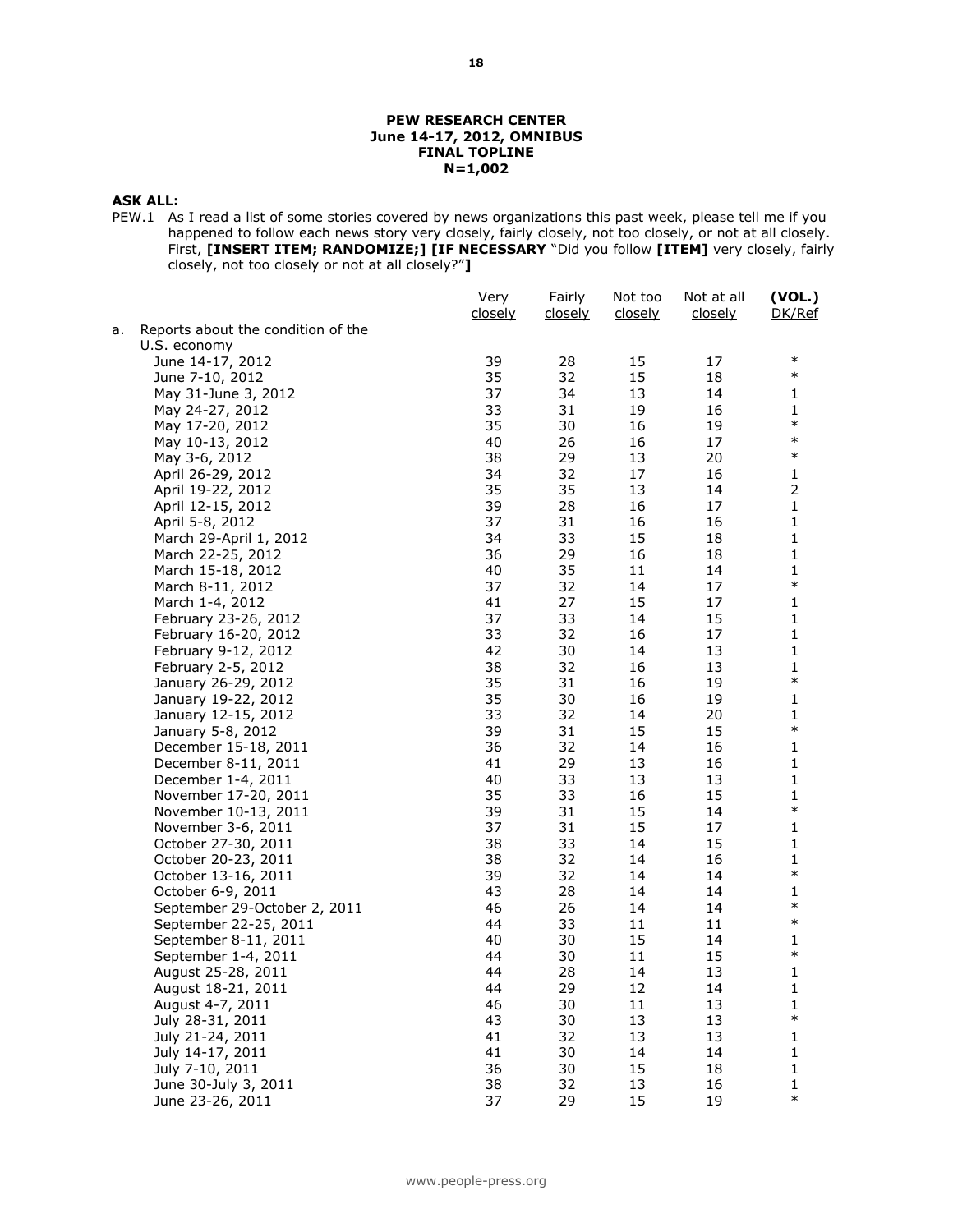**PEW RESEARCH CENTER**
**June 14-17, 2012, OMNIBUS**
**FINAL TOPLINE**
**N=1,002**

**ASK ALL:**

PEW.1 As I read a list of some stories covered by news organizations this past week, please tell me if you happened to follow each news story very closely, fairly closely, not too closely, or not at all closely. First, **[INSERT ITEM; RANDOMIZE;] [IF NECESSARY** "Did you follow **[ITEM]** very closely, fairly closely, not too closely or not at all closely?"**]**

| | Very closely | Fairly closely | Not too closely | Not at all closely | **(VOL.)** DK/Ref |
|---|---|---|---|---|---|
| a. Reports about the condition of the U.S. economy | | | | | |
| June 14-17, 2012 | 39 | 28 | 15 | 17 | * |
| June 7-10, 2012 | 35 | 32 | 15 | 18 | * |
| May 31-June 3, 2012 | 37 | 34 | 13 | 14 | 1 |
| May 24-27, 2012 | 33 | 31 | 19 | 16 | 1 |
| May 17-20, 2012 | 35 | 30 | 16 | 19 | * |
| May 10-13, 2012 | 40 | 26 | 16 | 17 | * |
| May 3-6, 2012 | 38 | 29 | 13 | 20 | * |
| April 26-29, 2012 | 34 | 32 | 17 | 16 | 1 |
| April 19-22, 2012 | 35 | 35 | 13 | 14 | 2 |
| April 12-15, 2012 | 39 | 28 | 16 | 17 | 1 |
| April 5-8, 2012 | 37 | 31 | 16 | 16 | 1 |
| March 29-April 1, 2012 | 34 | 33 | 15 | 18 | 1 |
| March 22-25, 2012 | 36 | 29 | 16 | 18 | 1 |
| March 15-18, 2012 | 40 | 35 | 11 | 14 | 1 |
| March 8-11, 2012 | 37 | 32 | 14 | 17 | * |
| March 1-4, 2012 | 41 | 27 | 15 | 17 | 1 |
| February 23-26, 2012 | 37 | 33 | 14 | 15 | 1 |
| February 16-20, 2012 | 33 | 32 | 16 | 17 | 1 |
| February 9-12, 2012 | 42 | 30 | 14 | 13 | 1 |
| February 2-5, 2012 | 38 | 32 | 16 | 13 | 1 |
| January 26-29, 2012 | 35 | 31 | 16 | 19 | * |
| January 19-22, 2012 | 35 | 30 | 16 | 19 | 1 |
| January 12-15, 2012 | 33 | 32 | 14 | 20 | 1 |
| January 5-8, 2012 | 39 | 31 | 15 | 15 | * |
| December 15-18, 2011 | 36 | 32 | 14 | 16 | 1 |
| December 8-11, 2011 | 41 | 29 | 13 | 16 | 1 |
| December 1-4, 2011 | 40 | 33 | 13 | 13 | 1 |
| November 17-20, 2011 | 35 | 33 | 16 | 15 | 1 |
| November 10-13, 2011 | 39 | 31 | 15 | 14 | * |
| November 3-6, 2011 | 37 | 31 | 15 | 17 | 1 |
| October 27-30, 2011 | 38 | 33 | 14 | 15 | 1 |
| October 20-23, 2011 | 38 | 32 | 14 | 16 | 1 |
| October 13-16, 2011 | 39 | 32 | 14 | 14 | * |
| October 6-9, 2011 | 43 | 28 | 14 | 14 | 1 |
| September 29-October 2, 2011 | 46 | 26 | 14 | 14 | * |
| September 22-25, 2011 | 44 | 33 | 11 | 11 | * |
| September 8-11, 2011 | 40 | 30 | 15 | 14 | 1 |
| September 1-4, 2011 | 44 | 30 | 11 | 15 | * |
| August 25-28, 2011 | 44 | 28 | 14 | 13 | 1 |
| August 18-21, 2011 | 44 | 29 | 12 | 14 | 1 |
| August 4-7, 2011 | 46 | 30 | 11 | 13 | 1 |
| July 28-31, 2011 | 43 | 30 | 13 | 13 | * |
| July 21-24, 2011 | 41 | 32 | 13 | 13 | 1 |
| July 14-17, 2011 | 41 | 30 | 14 | 14 | 1 |
| July 7-10, 2011 | 36 | 30 | 15 | 18 | 1 |
| June 30-July 3, 2011 | 38 | 32 | 13 | 16 | 1 |
| June 23-26, 2011 | 37 | 29 | 15 | 19 | * |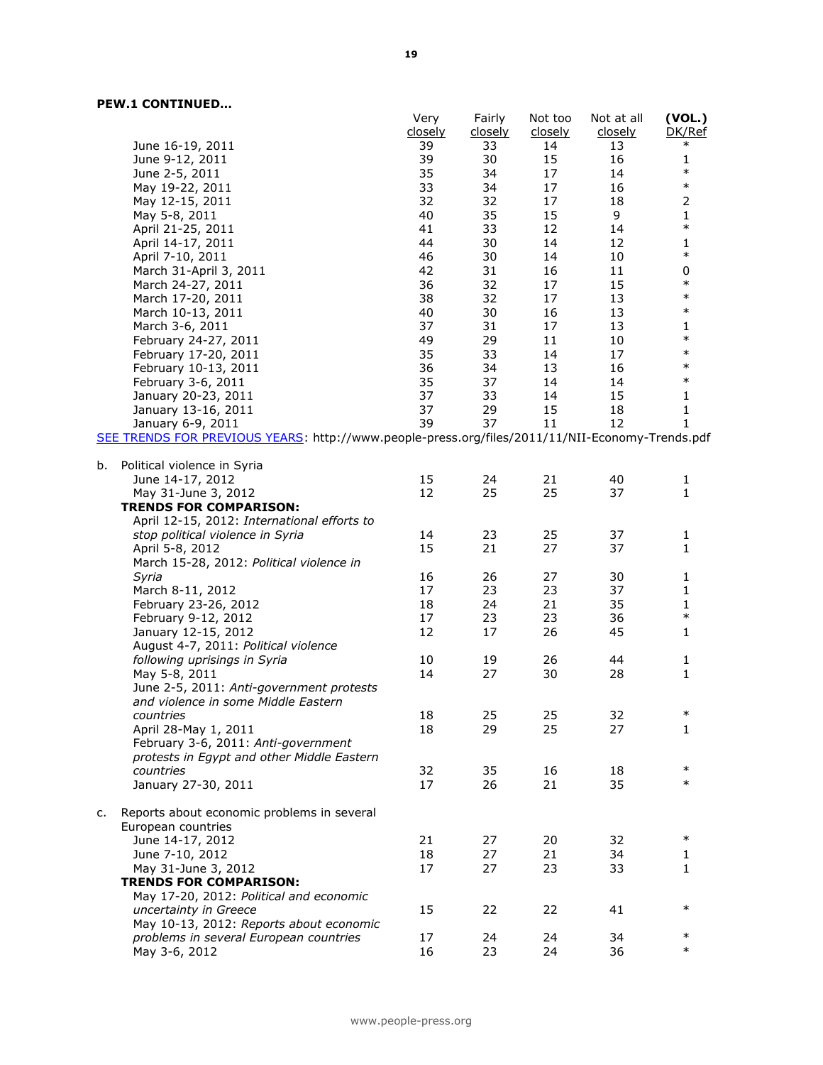**PEW.1 CONTINUED…**

| | Very closely | Fairly closely | Not too closely | Not at all closely | (VOL.) DK/Ref |
|---|---|---|---|---|---|
| June 16-19, 2011 | 39 | 33 | 14 | 13 | * |
| June 9-12, 2011 | 39 | 30 | 15 | 16 | 1 |
| June 2-5, 2011 | 35 | 34 | 17 | 14 | * |
| May 19-22, 2011 | 33 | 34 | 17 | 16 | * |
| May 12-15, 2011 | 32 | 32 | 17 | 18 | 2 |
| May 5-8, 2011 | 40 | 35 | 15 | 9 | 1 |
| April 21-25, 2011 | 41 | 33 | 12 | 14 | * |
| April 14-17, 2011 | 44 | 30 | 14 | 12 | 1 |
| April 7-10, 2011 | 46 | 30 | 14 | 10 | * |
| March 31-April 3, 2011 | 42 | 31 | 16 | 11 | 0 |
| March 24-27, 2011 | 36 | 32 | 17 | 15 | * |
| March 17-20, 2011 | 38 | 32 | 17 | 13 | * |
| March 10-13, 2011 | 40 | 30 | 16 | 13 | * |
| March 3-6, 2011 | 37 | 31 | 17 | 13 | 1 |
| February 24-27, 2011 | 49 | 29 | 11 | 10 | * |
| February 17-20, 2011 | 35 | 33 | 14 | 17 | * |
| February 10-13, 2011 | 36 | 34 | 13 | 16 | * |
| February 3-6, 2011 | 35 | 37 | 14 | 14 | * |
| January 20-23, 2011 | 37 | 33 | 14 | 15 | 1 |
| January 13-16, 2011 | 37 | 29 | 15 | 18 | 1 |
| January 6-9, 2011 | 39 | 37 | 11 | 12 | 1 |

SEE TRENDS FOR PREVIOUS YEARS: http://www.people-press.org/files/2011/11/NII-Economy-Trends.pdf

| | Very closely | Fairly closely | Not too closely | Not at all closely | (VOL.) DK/Ref |
|---|---|---|---|---|---|
| b. Political violence in Syria | | | | | |
| June 14-17, 2012 | 15 | 24 | 21 | 40 | 1 |
| May 31-June 3, 2012 | 12 | 25 | 25 | 37 | 1 |
| **TRENDS FOR COMPARISON:** | | | | | |
| April 12-15, 2012: *International efforts to stop political violence in Syria* | 14 | 23 | 25 | 37 | 1 |
| April 5-8, 2012 | 15 | 21 | 27 | 37 | 1 |
| March 15-28, 2012: *Political violence in Syria* | 16 | 26 | 27 | 30 | 1 |
| March 8-11, 2012 | 17 | 23 | 23 | 37 | 1 |
| February 23-26, 2012 | 18 | 24 | 21 | 35 | 1 |
| February 9-12, 2012 | 17 | 23 | 23 | 36 | * |
| January 12-15, 2012 | 12 | 17 | 26 | 45 | 1 |
| August 4-7, 2011: *Political violence following uprisings in Syria* | 10 | 19 | 26 | 44 | 1 |
| May 5-8, 2011 | 14 | 27 | 30 | 28 | 1 |
| June 2-5, 2011: *Anti-government protests and violence in some Middle Eastern countries* | 18 | 25 | 25 | 32 | * |
| April 28-May 1, 2011 | 18 | 29 | 25 | 27 | 1 |
| February 3-6, 2011: *Anti-government protests in Egypt and other Middle Eastern countries* | 32 | 35 | 16 | 18 | * |
| January 27-30, 2011 | 17 | 26 | 21 | 35 | * |
| c. Reports about economic problems in several European countries | | | | | |
| June 14-17, 2012 | 21 | 27 | 20 | 32 | * |
| June 7-10, 2012 | 18 | 27 | 21 | 34 | 1 |
| May 31-June 3, 2012 | 17 | 27 | 23 | 33 | 1 |
| **TRENDS FOR COMPARISON:** | | | | | |
| May 17-20, 2012: *Political and economic uncertainty in Greece* | 15 | 22 | 22 | 41 | * |
| May 10-13, 2012: *Reports about economic problems in several European countries* | 17 | 24 | 24 | 34 | * |
| May 3-6, 2012 | 16 | 23 | 24 | 36 | * |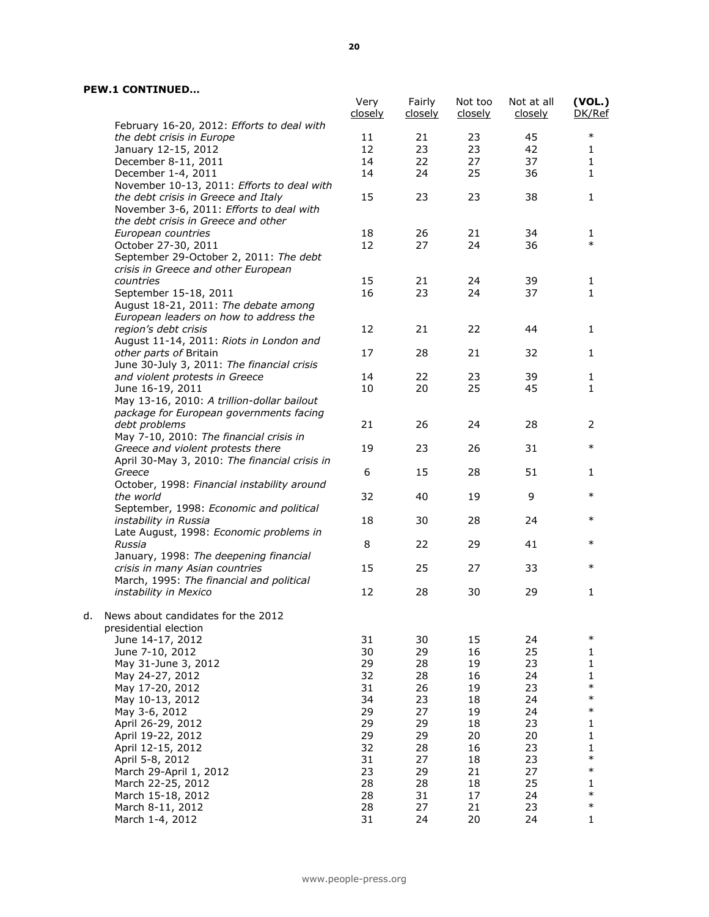**PEW.1 CONTINUED…**

| | Very closely | Fairly closely | Not too closely | Not at all closely | (VOL.) DK/Ref |
|---|---|---|---|---|---|
| February 16-20, 2012: *Efforts to deal with the debt crisis in Europe* | 11 | 21 | 23 | 45 | * |
| January 12-15, 2012 | 12 | 23 | 23 | 42 | 1 |
| December 8-11, 2011 | 14 | 22 | 27 | 37 | 1 |
| December 1-4, 2011 | 14 | 24 | 25 | 36 | 1 |
| November 10-13, 2011: *Efforts to deal with the debt crisis in Greece and Italy* | 15 | 23 | 23 | 38 | 1 |
| November 3-6, 2011: *Efforts to deal with the debt crisis in Greece and other European countries* | 18 | 26 | 21 | 34 | 1 |
| October 27-30, 2011 | 12 | 27 | 24 | 36 | * |
| September 29-October 2, 2011: *The debt crisis in Greece and other European countries* | 15 | 21 | 24 | 39 | 1 |
| September 15-18, 2011 | 16 | 23 | 24 | 37 | 1 |
| August 18-21, 2011: *The debate among European leaders on how to address the region's debt crisis* | 12 | 21 | 22 | 44 | 1 |
| August 11-14, 2011: *Riots in London and other parts of* Britain | 17 | 28 | 21 | 32 | 1 |
| June 30-July 3, 2011: *The financial crisis and violent protests in Greece* | 14 | 22 | 23 | 39 | 1 |
| June 16-19, 2011 | 10 | 20 | 25 | 45 | 1 |
| May 13-16, 2010: *A trillion-dollar bailout package for European governments facing debt problems* | 21 | 26 | 24 | 28 | 2 |
| May 7-10, 2010: *The financial crisis in Greece and violent protests there* | 19 | 23 | 26 | 31 | * |
| April 30-May 3, 2010: *The financial crisis in Greece* | 6 | 15 | 28 | 51 | 1 |
| October, 1998: *Financial instability around the world* | 32 | 40 | 19 | 9 | * |
| September, 1998: *Economic and political instability in Russia* | 18 | 30 | 28 | 24 | * |
| Late August, 1998: *Economic problems in Russia* | 8 | 22 | 29 | 41 | * |
| January, 1998: *The deepening financial crisis in many Asian countries* | 15 | 25 | 27 | 33 | * |
| March, 1995: *The financial and political instability in Mexico* | 12 | 28 | 30 | 29 | 1 |

d. News about candidates for the 2012 presidential election

| | Very closely | Fairly closely | Not too closely | Not at all closely | (VOL.) DK/Ref |
|---|---|---|---|---|---|
| June 14-17, 2012 | 31 | 30 | 15 | 24 | * |
| June 7-10, 2012 | 30 | 29 | 16 | 25 | 1 |
| May 31-June 3, 2012 | 29 | 28 | 19 | 23 | 1 |
| May 24-27, 2012 | 32 | 28 | 16 | 24 | 1 |
| May 17-20, 2012 | 31 | 26 | 19 | 23 | * |
| May 10-13, 2012 | 34 | 23 | 18 | 24 | * |
| May 3-6, 2012 | 29 | 27 | 19 | 24 | * |
| April 26-29, 2012 | 29 | 29 | 18 | 23 | 1 |
| April 19-22, 2012 | 29 | 29 | 20 | 20 | 1 |
| April 12-15, 2012 | 32 | 28 | 16 | 23 | 1 |
| April 5-8, 2012 | 31 | 27 | 18 | 23 | * |
| March 29-April 1, 2012 | 23 | 29 | 21 | 27 | * |
| March 22-25, 2012 | 28 | 28 | 18 | 25 | 1 |
| March 15-18, 2012 | 28 | 31 | 17 | 24 | * |
| March 8-11, 2012 | 28 | 27 | 21 | 23 | * |
| March 1-4, 2012 | 31 | 24 | 20 | 24 | 1 |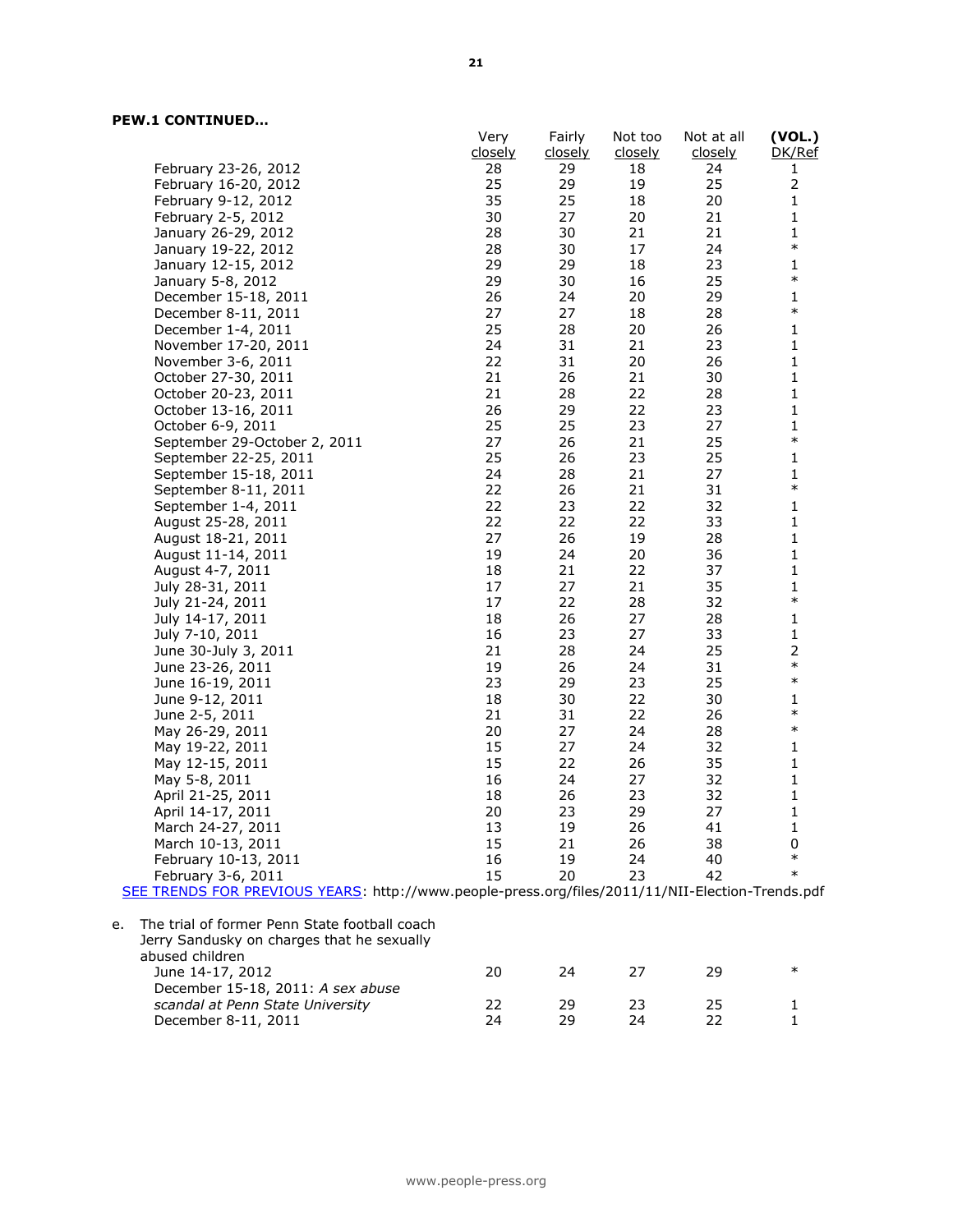**PEW.1 CONTINUED…**

| | Very closely | Fairly closely | Not too closely | Not at all closely | (VOL.) DK/Ref |
|---|---|---|---|---|---|
| February 23-26, 2012 | 28 | 29 | 18 | 24 | 1 |
| February 16-20, 2012 | 25 | 29 | 19 | 25 | 2 |
| February 9-12, 2012 | 35 | 25 | 18 | 20 | 1 |
| February 2-5, 2012 | 30 | 27 | 20 | 21 | 1 |
| January 26-29, 2012 | 28 | 30 | 21 | 21 | 1 |
| January 19-22, 2012 | 28 | 30 | 17 | 24 | * |
| January 12-15, 2012 | 29 | 29 | 18 | 23 | 1 |
| January 5-8, 2012 | 29 | 30 | 16 | 25 | * |
| December 15-18, 2011 | 26 | 24 | 20 | 29 | 1 |
| December 8-11, 2011 | 27 | 27 | 18 | 28 | * |
| December 1-4, 2011 | 25 | 28 | 20 | 26 | 1 |
| November 17-20, 2011 | 24 | 31 | 21 | 23 | 1 |
| November 3-6, 2011 | 22 | 31 | 20 | 26 | 1 |
| October 27-30, 2011 | 21 | 26 | 21 | 30 | 1 |
| October 20-23, 2011 | 21 | 28 | 22 | 28 | 1 |
| October 13-16, 2011 | 26 | 29 | 22 | 23 | 1 |
| October 6-9, 2011 | 25 | 25 | 23 | 27 | 1 |
| September 29-October 2, 2011 | 27 | 26 | 21 | 25 | * |
| September 22-25, 2011 | 25 | 26 | 23 | 25 | 1 |
| September 15-18, 2011 | 24 | 28 | 21 | 27 | 1 |
| September 8-11, 2011 | 22 | 26 | 21 | 31 | * |
| September 1-4, 2011 | 22 | 23 | 22 | 32 | 1 |
| August 25-28, 2011 | 22 | 22 | 22 | 33 | 1 |
| August 18-21, 2011 | 27 | 26 | 19 | 28 | 1 |
| August 11-14, 2011 | 19 | 24 | 20 | 36 | 1 |
| August 4-7, 2011 | 18 | 21 | 22 | 37 | 1 |
| July 28-31, 2011 | 17 | 27 | 21 | 35 | 1 |
| July 21-24, 2011 | 17 | 22 | 28 | 32 | * |
| July 14-17, 2011 | 18 | 26 | 27 | 28 | 1 |
| July 7-10, 2011 | 16 | 23 | 27 | 33 | 1 |
| June 30-July 3, 2011 | 21 | 28 | 24 | 25 | 2 |
| June 23-26, 2011 | 19 | 26 | 24 | 31 | * |
| June 16-19, 2011 | 23 | 29 | 23 | 25 | * |
| June 9-12, 2011 | 18 | 30 | 22 | 30 | 1 |
| June 2-5, 2011 | 21 | 31 | 22 | 26 | * |
| May 26-29, 2011 | 20 | 27 | 24 | 28 | * |
| May 19-22, 2011 | 15 | 27 | 24 | 32 | 1 |
| May 12-15, 2011 | 15 | 22 | 26 | 35 | 1 |
| May 5-8, 2011 | 16 | 24 | 27 | 32 | 1 |
| April 21-25, 2011 | 18 | 26 | 23 | 32 | 1 |
| April 14-17, 2011 | 20 | 23 | 29 | 27 | 1 |
| March 24-27, 2011 | 13 | 19 | 26 | 41 | 1 |
| March 10-13, 2011 | 15 | 21 | 26 | 38 | 0 |
| February 10-13, 2011 | 16 | 19 | 24 | 40 | * |
| February 3-6, 2011 | 15 | 20 | 23 | 42 | * |

SEE TRENDS FOR PREVIOUS YEARS: http://www.people-press.org/files/2011/11/NII-Election-Trends.pdf

e. The trial of former Penn State football coach Jerry Sandusky on charges that he sexually abused children

| | Very closely | Fairly closely | Not too closely | Not at all closely | (VOL.) DK/Ref |
|---|---|---|---|---|---|
| June 14-17, 2012 | 20 | 24 | 27 | 29 | * |
| December 15-18, 2011: *A sex abuse scandal at Penn State University* | 22 | 29 | 23 | 25 | 1 |
| December 8-11, 2011 | 24 | 29 | 24 | 22 | 1 |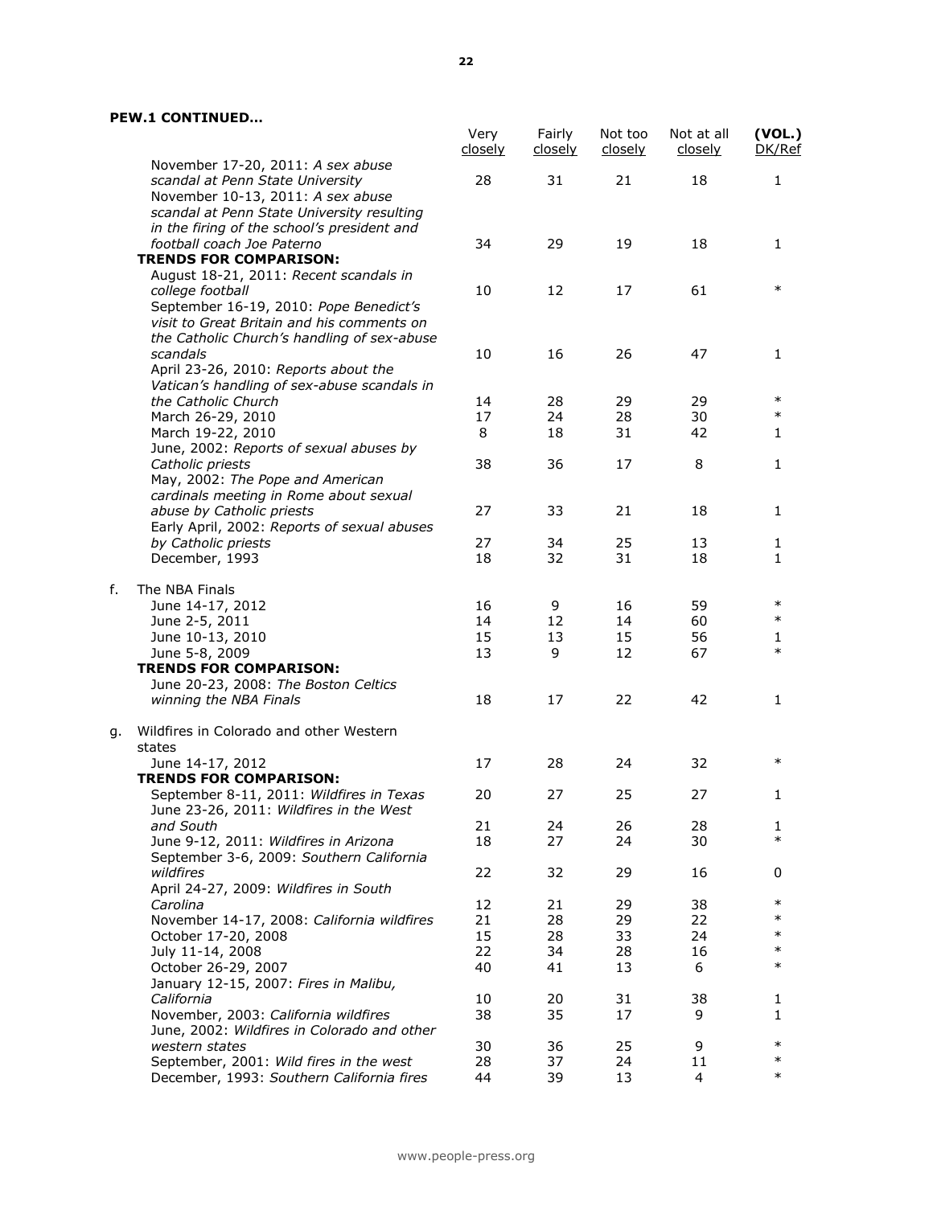**PEW.1 CONTINUED…**

| | Very closely | Fairly closely | Not too closely | Not at all closely | (VOL.) DK/Ref |
|---|---|---|---|---|---|
| November 17-20, 2011: *A sex abuse scandal at Penn State University* | 28 | 31 | 21 | 18 | 1 |
| November 10-13, 2011: *A sex abuse scandal at Penn State University resulting in the firing of the school's president and football coach Joe Paterno* | 34 | 29 | 19 | 18 | 1 |
| **TRENDS FOR COMPARISON:** | | | | | |
| August 18-21, 2011: *Recent scandals in college football* | 10 | 12 | 17 | 61 | * |
| September 16-19, 2010: *Pope Benedict's visit to Great Britain and his comments on the Catholic Church's handling of sex-abuse scandals* | 10 | 16 | 26 | 47 | 1 |
| April 23-26, 2010: *Reports about the Vatican's handling of sex-abuse scandals in the Catholic Church* | 14 | 28 | 29 | 29 | * |
| March 26-29, 2010 | 17 | 24 | 28 | 30 | * |
| March 19-22, 2010 | 8 | 18 | 31 | 42 | 1 |
| June, 2002: *Reports of sexual abuses by Catholic priests* | 38 | 36 | 17 | 8 | 1 |
| May, 2002: *The Pope and American cardinals meeting in Rome about sexual abuse by Catholic priests* | 27 | 33 | 21 | 18 | 1 |
| Early April, 2002: *Reports of sexual abuses by Catholic priests* | 27 | 34 | 25 | 13 | 1 |
| December, 1993 | 18 | 32 | 31 | 18 | 1 |
| **f.** The NBA Finals | | | | | |
| June 14-17, 2012 | 16 | 9 | 16 | 59 | * |
| June 2-5, 2011 | 14 | 12 | 14 | 60 | * |
| June 10-13, 2010 | 15 | 13 | 15 | 56 | 1 |
| June 5-8, 2009 | 13 | 9 | 12 | 67 | * |
| **TRENDS FOR COMPARISON:** | | | | | |
| June 20-23, 2008: *The Boston Celtics winning the NBA Finals* | 18 | 17 | 22 | 42 | 1 |
| **g.** Wildfires in Colorado and other Western states | | | | | |
| June 14-17, 2012 | 17 | 28 | 24 | 32 | * |
| **TRENDS FOR COMPARISON:** | | | | | |
| September 8-11, 2011: *Wildfires in Texas* | 20 | 27 | 25 | 27 | 1 |
| June 23-26, 2011: *Wildfires in the West and South* | 21 | 24 | 26 | 28 | 1 |
| June 9-12, 2011: *Wildfires in Arizona* | 18 | 27 | 24 | 30 | * |
| September 3-6, 2009: *Southern California wildfires* | 22 | 32 | 29 | 16 | 0 |
| April 24-27, 2009: *Wildfires in South Carolina* | 12 | 21 | 29 | 38 | * |
| November 14-17, 2008: *California wildfires* | 21 | 28 | 29 | 22 | * |
| October 17-20, 2008 | 15 | 28 | 33 | 24 | * |
| July 11-14, 2008 | 22 | 34 | 28 | 16 | * |
| October 26-29, 2007 | 40 | 41 | 13 | 6 | * |
| January 12-15, 2007: *Fires in Malibu, California* | 10 | 20 | 31 | 38 | 1 |
| November, 2003: *California wildfires* | 38 | 35 | 17 | 9 | 1 |
| June, 2002: *Wildfires in Colorado and other western states* | 30 | 36 | 25 | 9 | * |
| September, 2001: *Wild fires in the west* | 28 | 37 | 24 | 11 | * |
| December, 1993: *Southern California fires* | 44 | 39 | 13 | 4 | * |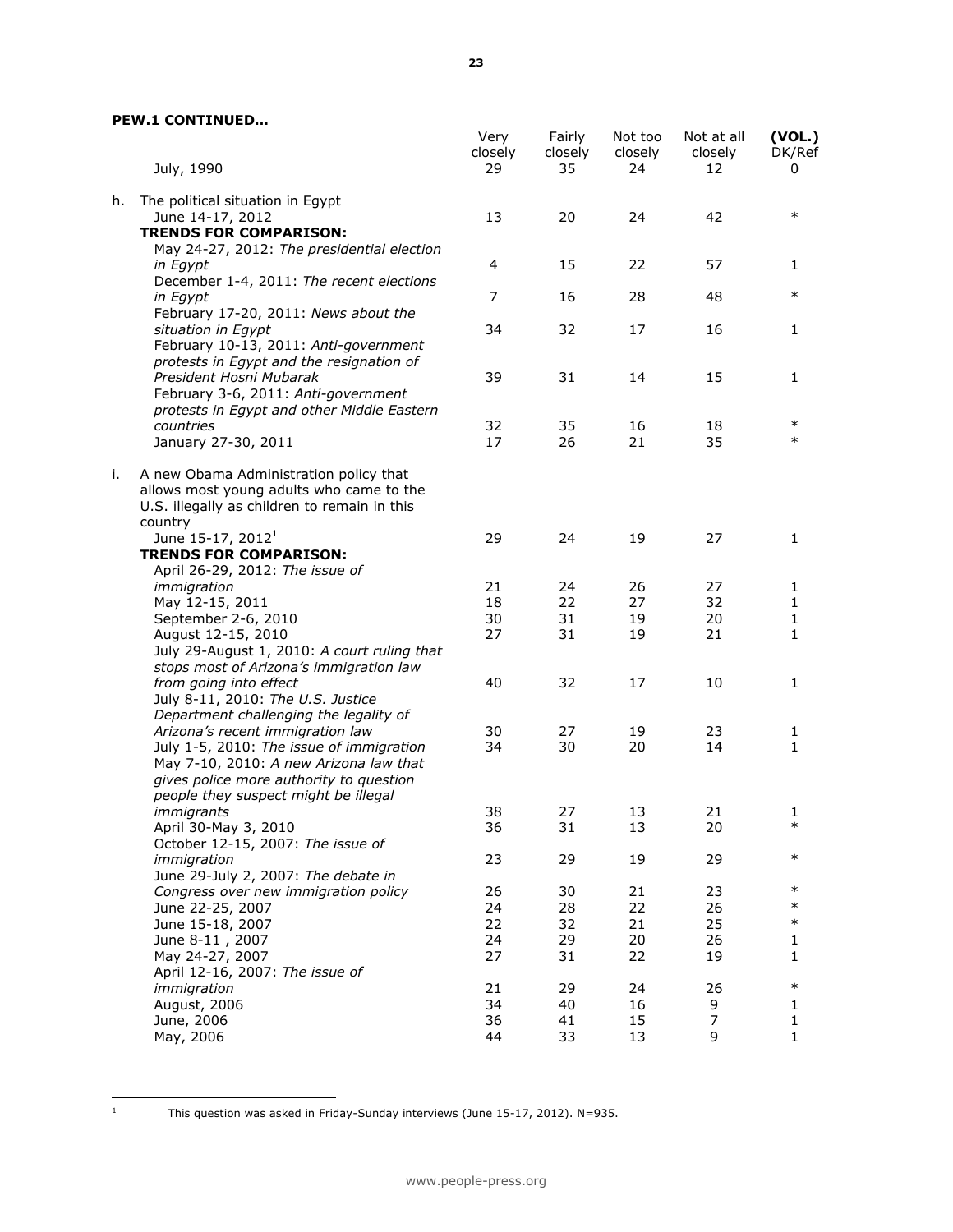**PEW.1 CONTINUED…**

| | Very closely | Fairly closely | Not too closely | Not at all closely | (VOL.) DK/Ref |
|---|---|---|---|---|---|
| July, 1990 | 29 | 35 | 24 | 12 | 0 |
| h. The political situation in Egypt | | | | | |
| June 14-17, 2012 | 13 | 20 | 24 | 42 | * |
| **TRENDS FOR COMPARISON:** | | | | | |
| May 24-27, 2012: *The presidential election in Egypt* | 4 | 15 | 22 | 57 | 1 |
| December 1-4, 2011: *The recent elections in Egypt* | 7 | 16 | 28 | 48 | * |
| February 17-20, 2011: *News about the situation in Egypt* | 34 | 32 | 17 | 16 | 1 |
| February 10-13, 2011: *Anti-government protests in Egypt and the resignation of President Hosni Mubarak* | 39 | 31 | 14 | 15 | 1 |
| February 3-6, 2011: *Anti-government protests in Egypt and other Middle Eastern countries* | 32 | 35 | 16 | 18 | * |
| January 27-30, 2011 | 17 | 26 | 21 | 35 | * |
| i. A new Obama Administration policy that allows most young adults who came to the U.S. illegally as children to remain in this country | | | | | |
| June 15-17, 2012[1] | 29 | 24 | 19 | 27 | 1 |
| **TRENDS FOR COMPARISON:** | | | | | |
| April 26-29, 2012: *The issue of immigration* | 21 | 24 | 26 | 27 | 1 |
| May 12-15, 2011 | 18 | 22 | 27 | 32 | 1 |
| September 2-6, 2010 | 30 | 31 | 19 | 20 | 1 |
| August 12-15, 2010 | 27 | 31 | 19 | 21 | 1 |
| July 29-August 1, 2010: *A court ruling that stops most of Arizona's immigration law from going into effect* | 40 | 32 | 17 | 10 | 1 |
| July 8-11, 2010: *The U.S. Justice Department challenging the legality of Arizona's recent immigration law* | 30 | 27 | 19 | 23 | 1 |
| July 1-5, 2010: *The issue of immigration* | 34 | 30 | 20 | 14 | 1 |
| May 7-10, 2010: *A new Arizona law that gives police more authority to question people they suspect might be illegal immigrants* | 38 | 27 | 13 | 21 | 1 |
| April 30-May 3, 2010 | 36 | 31 | 13 | 20 | * |
| October 12-15, 2007: *The issue of immigration* | 23 | 29 | 19 | 29 | * |
| June 29-July 2, 2007: *The debate in Congress over new immigration policy* | 26 | 30 | 21 | 23 | * |
| June 22-25, 2007 | 24 | 28 | 22 | 26 | * |
| June 15-18, 2007 | 22 | 32 | 21 | 25 | * |
| June 8-11 , 2007 | 24 | 29 | 20 | 26 | 1 |
| May 24-27, 2007 | 27 | 31 | 22 | 19 | 1 |
| April 12-16, 2007: *The issue of immigration* | 21 | 29 | 24 | 26 | * |
| August, 2006 | 34 | 40 | 16 | 9 | 1 |
| June, 2006 | 36 | 41 | 15 | 7 | 1 |
| May, 2006 | 44 | 33 | 13 | 9 | 1 |

[1] This question was asked in Friday-Sunday interviews (June 15-17, 2012). N=935.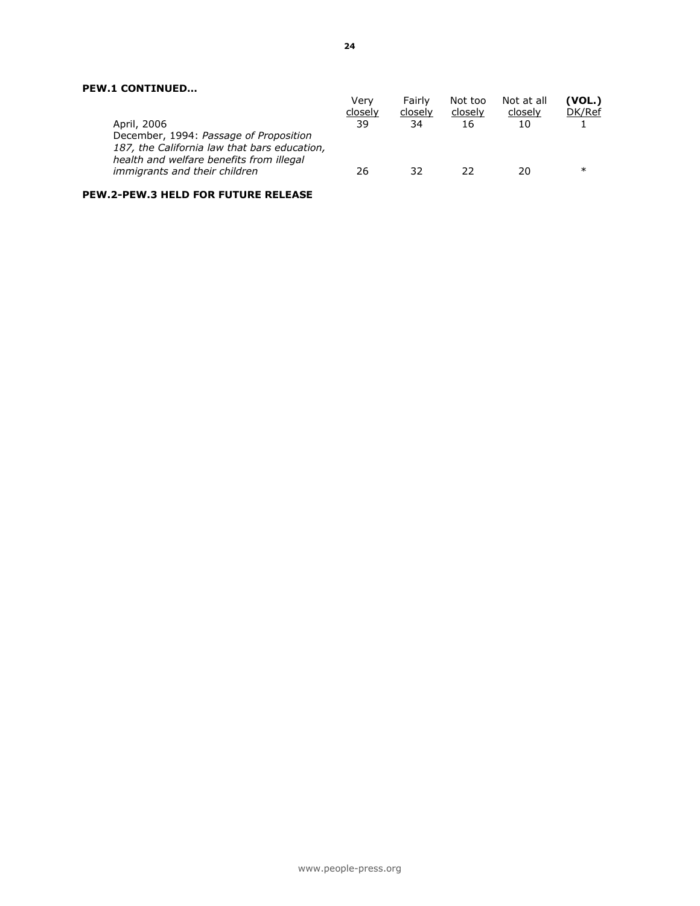**PEW.1 CONTINUED…**

| | Very closely | Fairly closely | Not too closely | Not at all closely | (VOL.) DK/Ref |
|---|---|---|---|---|---|
| April, 2006 | 39 | 34 | 16 | 10 | 1 |
| December, 1994: *Passage of Proposition 187, the California law that bars education, health and welfare benefits from illegal immigrants and their children* | 26 | 32 | 22 | 20 | * |

**PEW.2-PEW.3 HELD FOR FUTURE RELEASE**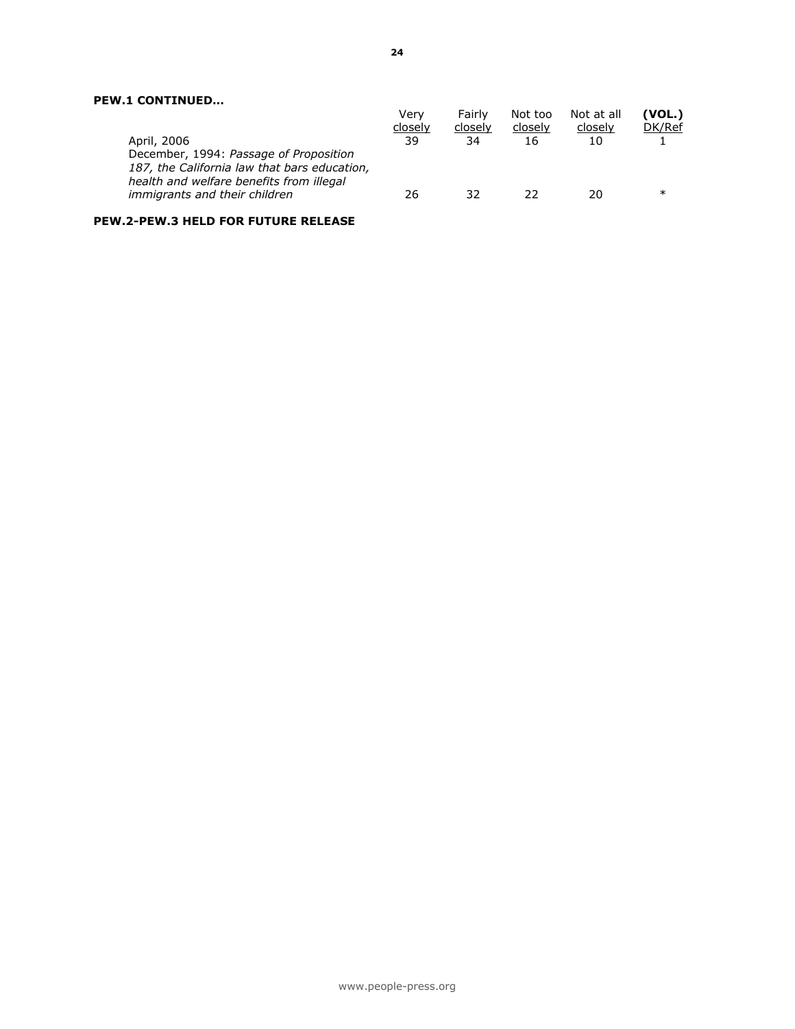**PEW.1 CONTINUED…**

| | Very closely | Fairly closely | Not too closely | Not at all closely | (VOL.) DK/Ref |
|---|---|---|---|---|---|
| April, 2006 | 39 | 34 | 16 | 10 | 1 |
| December, 1994: *Passage of Proposition 187, the California law that bars education, health and welfare benefits from illegal immigrants and their children* | 26 | 32 | 22 | 20 | * |

**PEW.2-PEW.3 HELD FOR FUTURE RELEASE**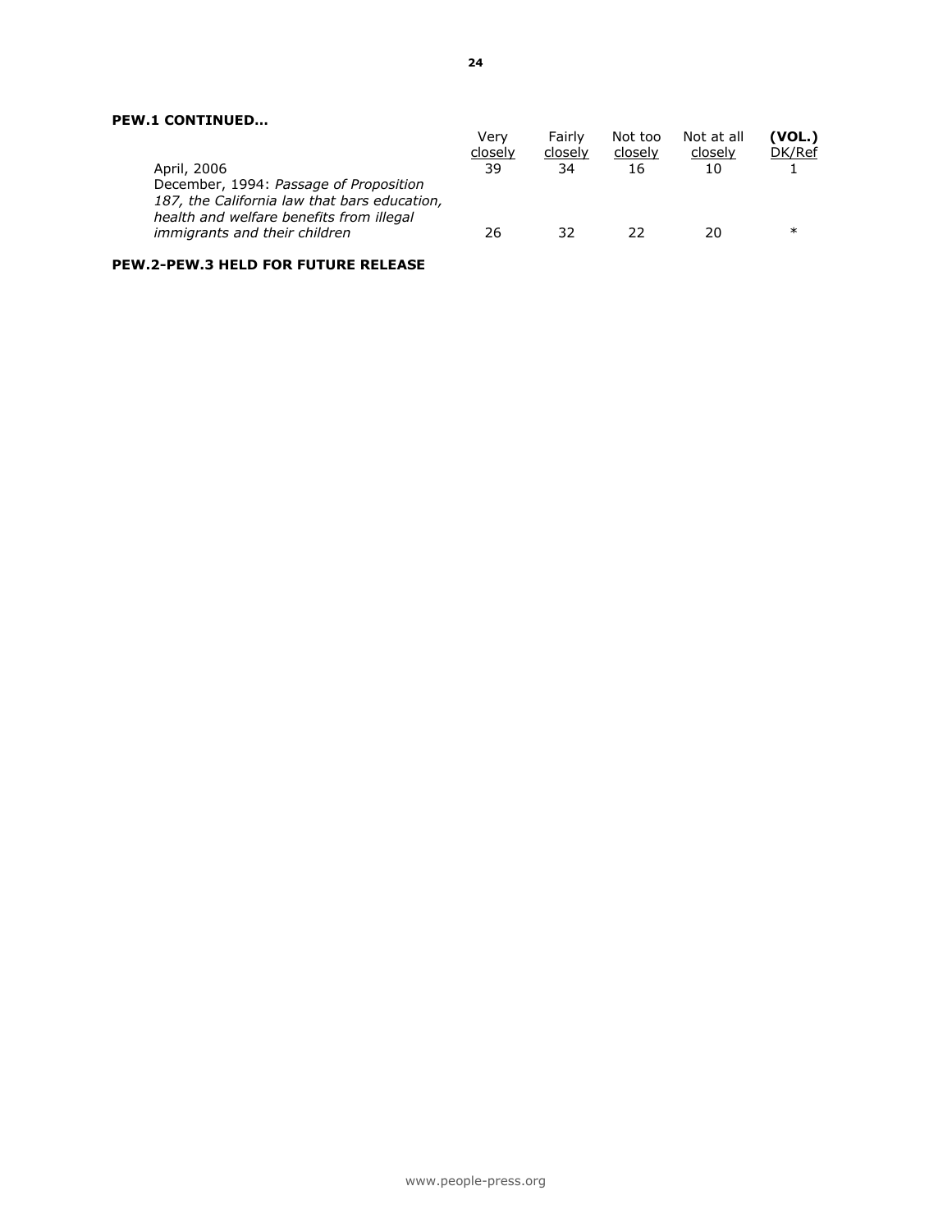**PEW.1 CONTINUED…**

| | Very closely | Fairly closely | Not too closely | Not at all closely | (VOL.) DK/Ref |
|---|---|---|---|---|---|
| April, 2006 | 39 | 34 | 16 | 10 | 1 |
| December, 1994: *Passage of Proposition 187, the California law that bars education, health and welfare benefits from illegal immigrants and their children* | 26 | 32 | 22 | 20 | * |

**PEW.2-PEW.3 HELD FOR FUTURE RELEASE**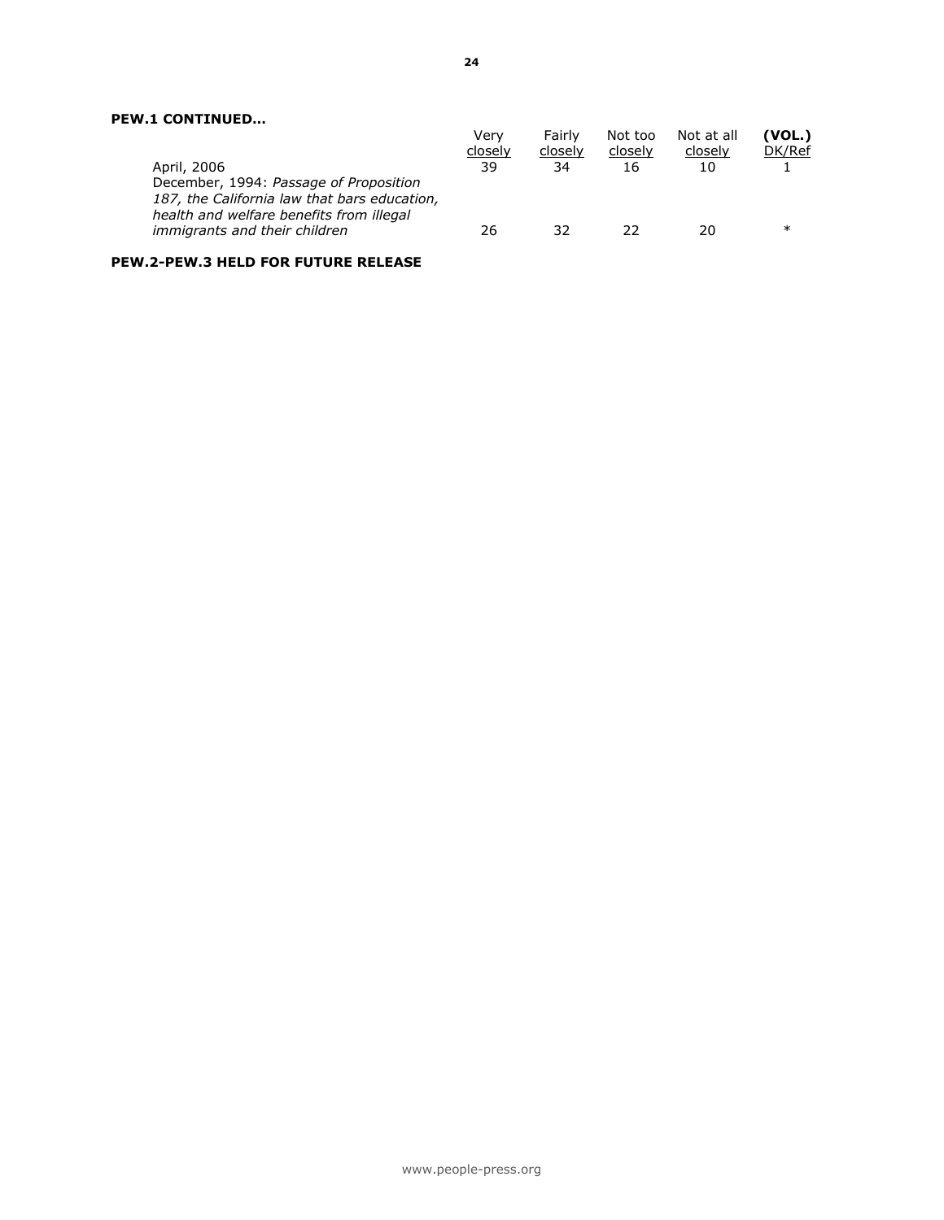**PEW.1 CONTINUED…**

| | Very closely | Fairly closely | Not too closely | Not at all closely | (VOL.) DK/Ref |
|---|---|---|---|---|---|
| April, 2006 | 39 | 34 | 16 | 10 | 1 |
| December, 1994: *Passage of Proposition 187, the California law that bars education, health and welfare benefits from illegal immigrants and their children* | 26 | 32 | 22 | 20 | * |

**PEW.2-PEW.3 HELD FOR FUTURE RELEASE**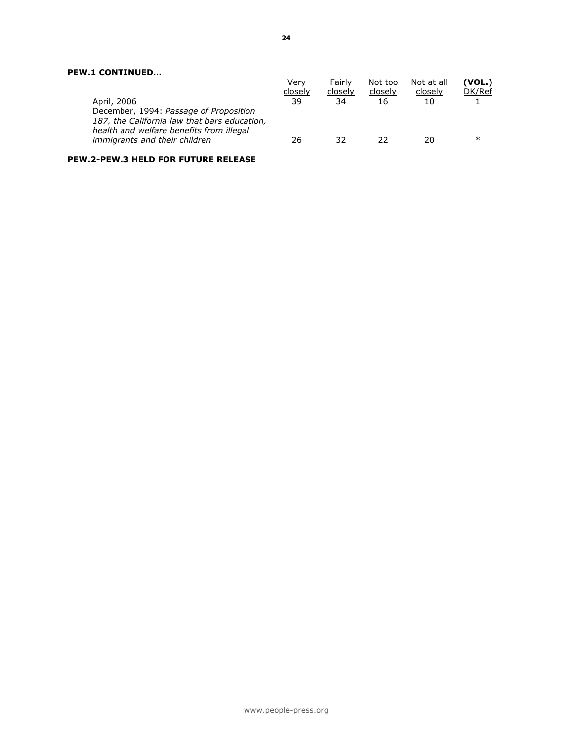**PEW.1 CONTINUED…**

| | Very closely | Fairly closely | Not too closely | Not at all closely | (VOL.) DK/Ref |
|---|---|---|---|---|---|
| April, 2006 | 39 | 34 | 16 | 10 | 1 |
| December, 1994: *Passage of Proposition 187, the California law that bars education, health and welfare benefits from illegal immigrants and their children* | 26 | 32 | 22 | 20 | * |

**PEW.2-PEW.3 HELD FOR FUTURE RELEASE**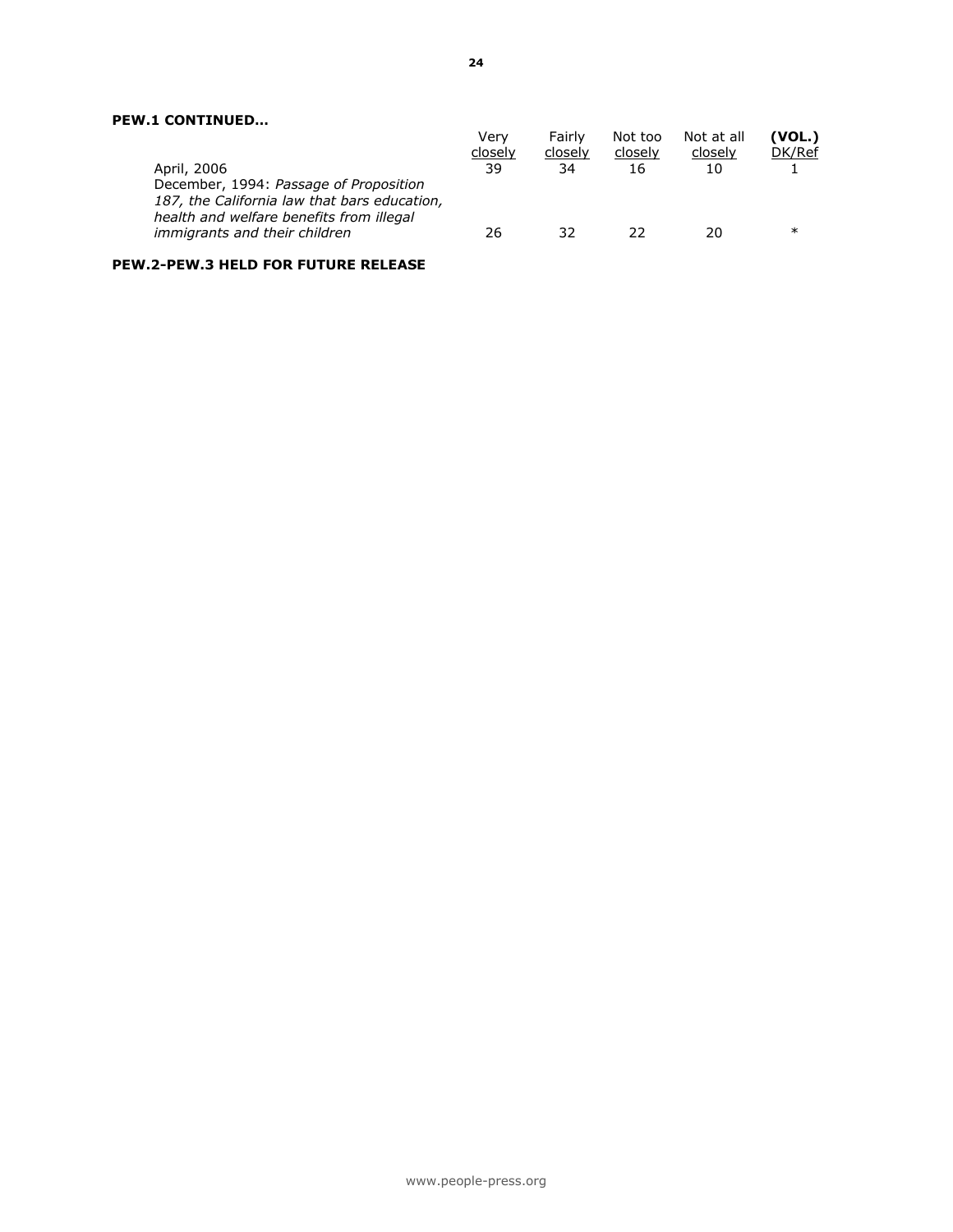**PEW.1 CONTINUED…**

| | Very closely | Fairly closely | Not too closely | Not at all closely | (VOL.) DK/Ref |
|---|---|---|---|---|---|
| April, 2006 | 39 | 34 | 16 | 10 | 1 |
| December, 1994: *Passage of Proposition 187, the California law that bars education, health and welfare benefits from illegal immigrants and their children* | 26 | 32 | 22 | 20 | * |

**PEW.2-PEW.3 HELD FOR FUTURE RELEASE**